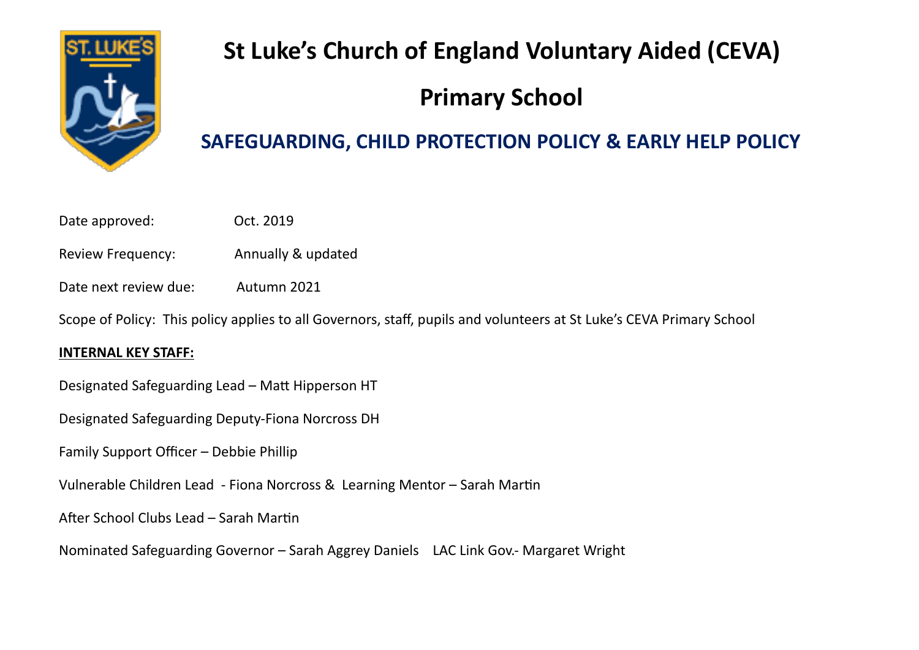# St Luke's Church of England Voluntary Aided (CEVA) Primary School

## SAFEGUARDING, CHILD PROTECTION POLICY & EARLY HELP POLICY

Date approved: Oct. 2019

Review Frequency: Annually & updated

Date next review due: Autumn 2021

Scope of Policy: This policy applies to all Governors, staff, pupils and volunteers at St Luke's CEVA Primary School

**INTERNAL KEY STAFF:**

Designated Safeguarding Lead – Matt Hipperson HT

Designated Safeguarding Deputy-Fiona Norcross DH

Family Support Officer – Debbie Phillip

Vulnerable Children Lead - Fiona Norcross & Learning Mentor – Sarah Martin

After School Clubs Lead – Sarah Martin

Nominated Safeguarding Governor – Sarah Aggrey Daniels LAC Link Gov.- Margaret Wright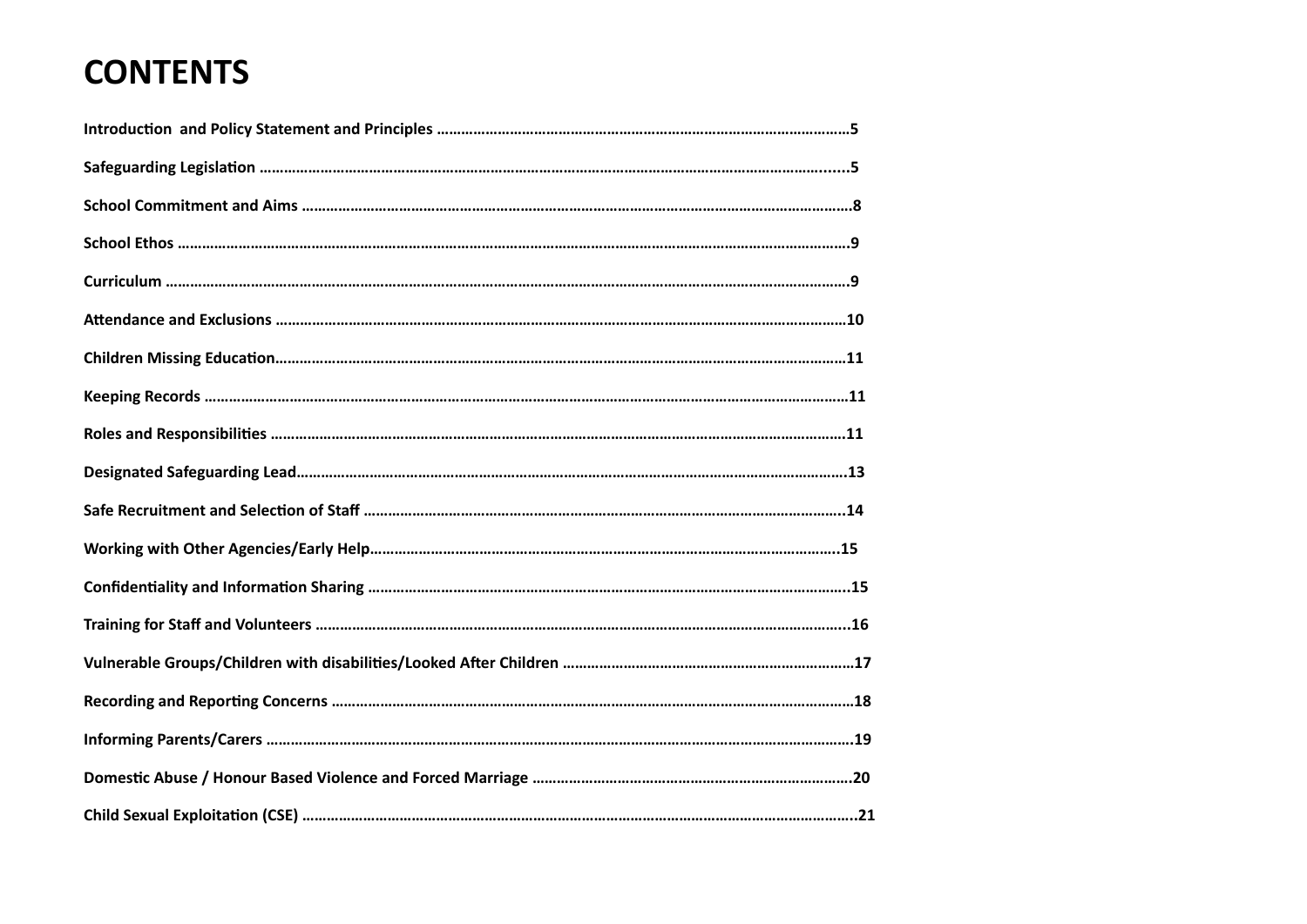# CONTENTS

**Introduction and Policy Statement and Principles ......................................................................................................5**

**Safeguarding Legislation ..................................................................................................................................................5**

**School Commitment and Aims .........................................................................................................................................8**

**School Ethos ......................................................................................................................................................................9**

**Curriculum .........................................................................................................................................................................9**

**Attendance and Exclusions .............................................................................................................................................10**

**Children Missing Education.............................................................................................................................................11**

**Keeping Records ..............................................................................................................................................................11**

**Roles and Responsibilities ..............................................................................................................................................11**

**Designated Safeguarding Lead........................................................................................................................................13**

**Safe Recruitment and Selection of Staff .......................................................................................................................14**

**Working with Other Agencies/Early Help....................................................................................................................15**

**Confidentiality and Information Sharing .......................................................................................................................15**

**Training for Staff and Volunteers ....................................................................................................................................16**

**Vulnerable Groups/Children with disabilities/Looked After Children .........................................................................17**

**Recording and Reporting Concerns ................................................................................................................................18**

**Informing Parents/Carers ................................................................................................................................................19**

**Domestic Abuse / Honour Based Violence and Forced Marriage ................................................................................20**

**Child Sexual Exploitation (CSE) ........................................................................................................................................21**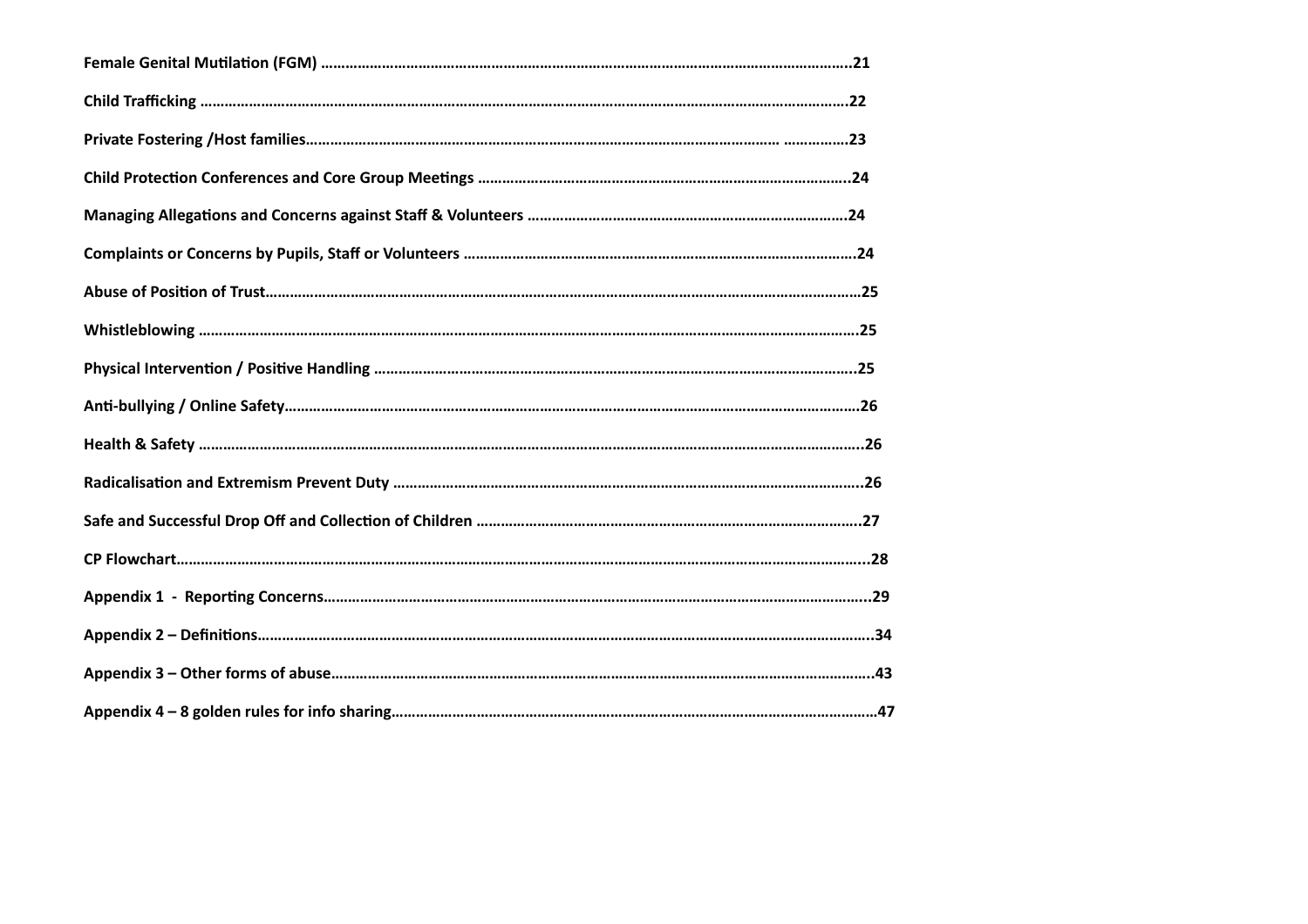**Female Genital Mutilation (FGM) ……………………………………………………………………………………………………………………21**

**Child Trafficking ………………………………………………………………………………………………………………………………………22**

**Private Fostering /Host families……………………………………………………………………………………………… ……………23**

**Child Protection Conferences and Core Group Meetings ………………………………………………………………………………..24**

**Managing Allegations and Concerns against Staff & Volunteers ……………………………………………………………………24**

**Complaints or Concerns by Pupils, Staff or Volunteers ……………………………………………………………………………………24**

**Abuse of Position of Trust……………………………………………………………………………………………………………………………25**

**Whistleblowing ……………………………………………………………………………………………………………………………………………25**

**Physical Intervention / Positive Handling …………………………………………………………………………………………………..25**

**Anti-bullying / Online Safety………………………………………………………………………………………………………………………26**

**Health & Safety …………………………………………………………………………………………………………………………………………..26**

**Radicalisation and Extremism Prevent Duty ……………………………………………………………………………………………….26**

**Safe and Successful Drop Off and Collection of Children …………………………………………………………………………27**

**CP Flowchart………………………………………………………………………………………………………………………………………………..28**

**Appendix 1 - Reporting Concerns……………………………………………………………………………………………………………..29**

**Appendix 2 – Definitions…………………………………………………………………………………………………………………………..34**

**Appendix 3 – Other forms of abuse………………………………………………………………………………………………………………..43**

**Appendix 4 – 8 golden rules for info sharing………………………………………………………………………………………………47**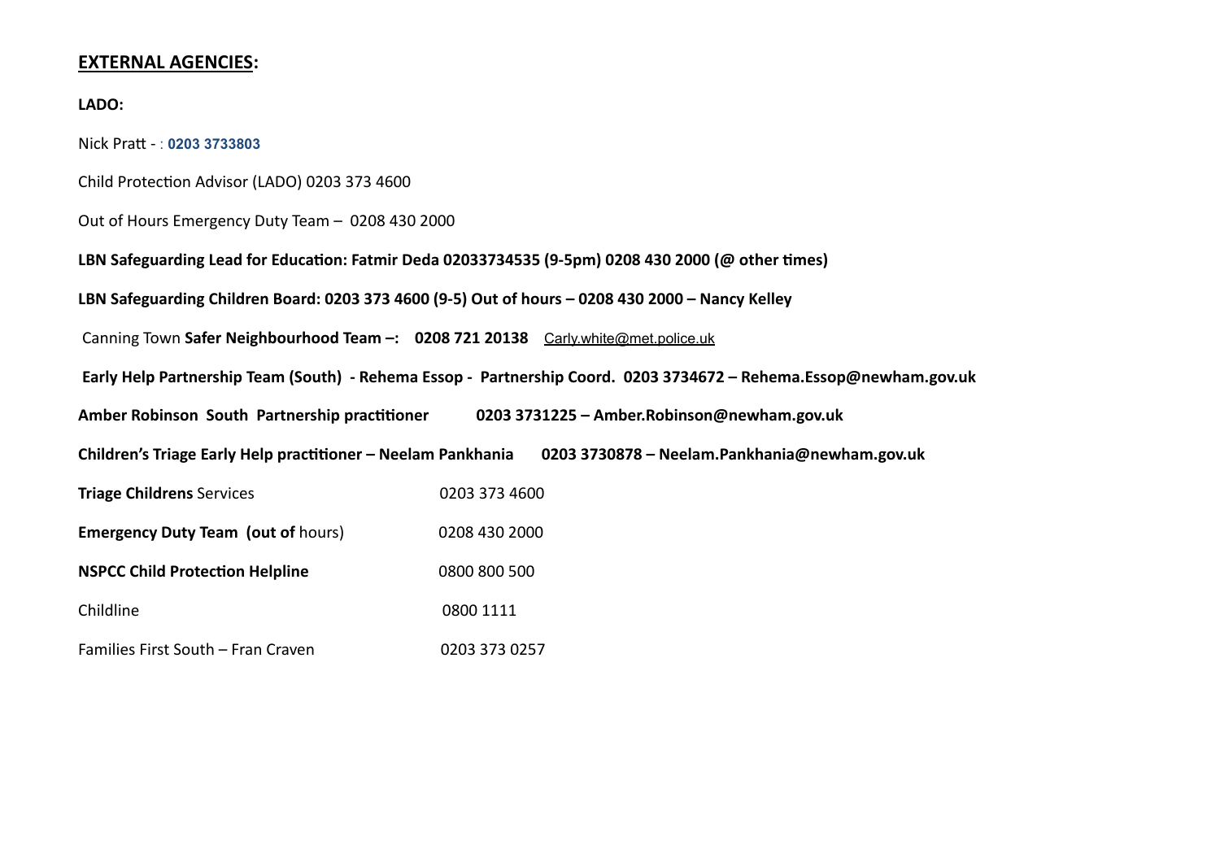## **EXTERNAL AGENCIES:**

**LADO:**

Nick Pratt - : **0203 3733803**

Child Protection Advisor (LADO) 0203 373 4600

Out of Hours Emergency Duty Team – 0208 430 2000

**LBN Safeguarding Lead for Education: Fatmir Deda 02033734535 (9-5pm) 0208 430 2000 (@ other times)**

**LBN Safeguarding Children Board: 0203 373 4600 (9-5) Out of hours – 0208 430 2000 – Nancy Kelley**

Canning Town **Safer Neighbourhood Team –: 0208 721 20138** Carly.white@met.police.uk

**Early Help Partnership Team (South) - Rehema Essop - Partnership Coord. 0203 3734672 – Rehema.Essop@newham.gov.uk**

**Amber Robinson South Partnership practitioner 0203 3731225 – Amber.Robinson@newham.gov.uk**

**Children's Triage Early Help practitioner – Neelam Pankhania 0203 3730878 – Neelam.Pankhania@newham.gov.uk**

| | |
|---|---|
| **Triage Childrens** Services | 0203 373 4600 |
| **Emergency Duty Team (out of** hours) | 0208 430 2000 |
| **NSPCC Child Protection Helpline** | 0800 800 500 |
| Childline | 0800 1111 |
| Families First South – Fran Craven | 0203 373 0257 |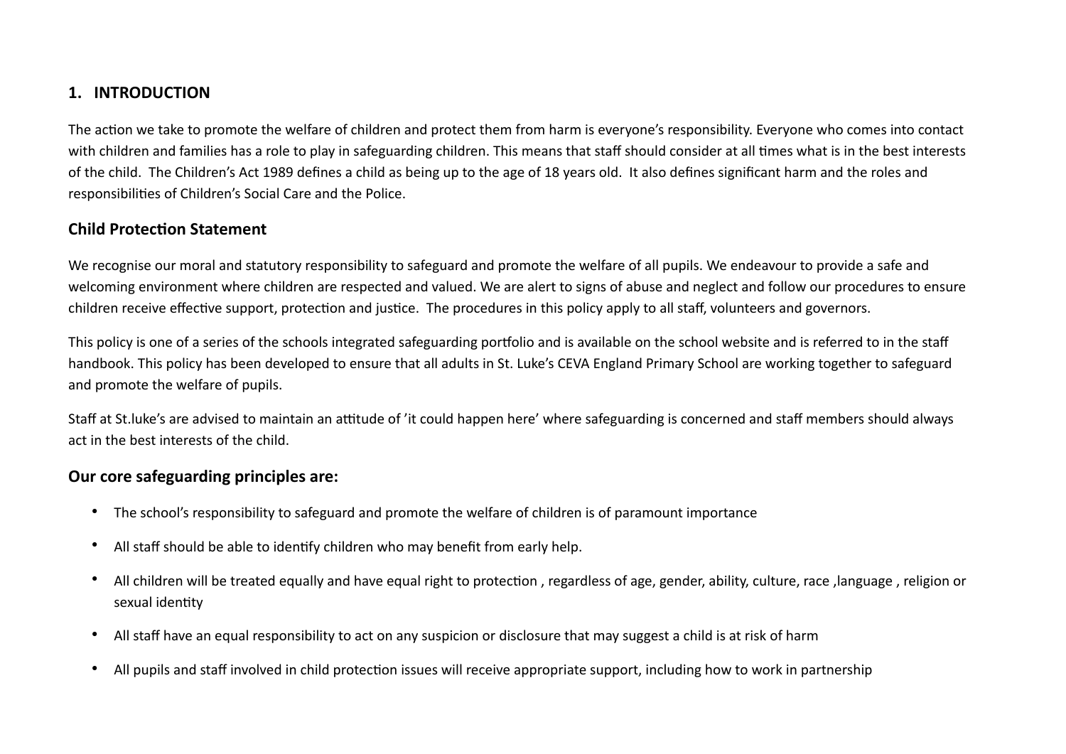## 1. INTRODUCTION

The action we take to promote the welfare of children and protect them from harm is everyone's responsibility. Everyone who comes into contact with children and families has a role to play in safeguarding children. This means that staff should consider at all times what is in the best interests of the child. The Children's Act 1989 defines a child as being up to the age of 18 years old. It also defines significant harm and the roles and responsibilities of Children's Social Care and the Police.

### Child Protection Statement

We recognise our moral and statutory responsibility to safeguard and promote the welfare of all pupils. We endeavour to provide a safe and welcoming environment where children are respected and valued. We are alert to signs of abuse and neglect and follow our procedures to ensure children receive effective support, protection and justice. The procedures in this policy apply to all staff, volunteers and governors.

This policy is one of a series of the schools integrated safeguarding portfolio and is available on the school website and is referred to in the staff handbook. This policy has been developed to ensure that all adults in St. Luke's CEVA England Primary School are working together to safeguard and promote the welfare of pupils.

Staff at St.luke's are advised to maintain an attitude of 'it could happen here' where safeguarding is concerned and staff members should always act in the best interests of the child.

### Our core safeguarding principles are:

- The school's responsibility to safeguard and promote the welfare of children is of paramount importance
- All staff should be able to identify children who may benefit from early help.
- All children will be treated equally and have equal right to protection , regardless of age, gender, ability, culture, race ,language , religion or sexual identity
- All staff have an equal responsibility to act on any suspicion or disclosure that may suggest a child is at risk of harm
- All pupils and staff involved in child protection issues will receive appropriate support, including how to work in partnership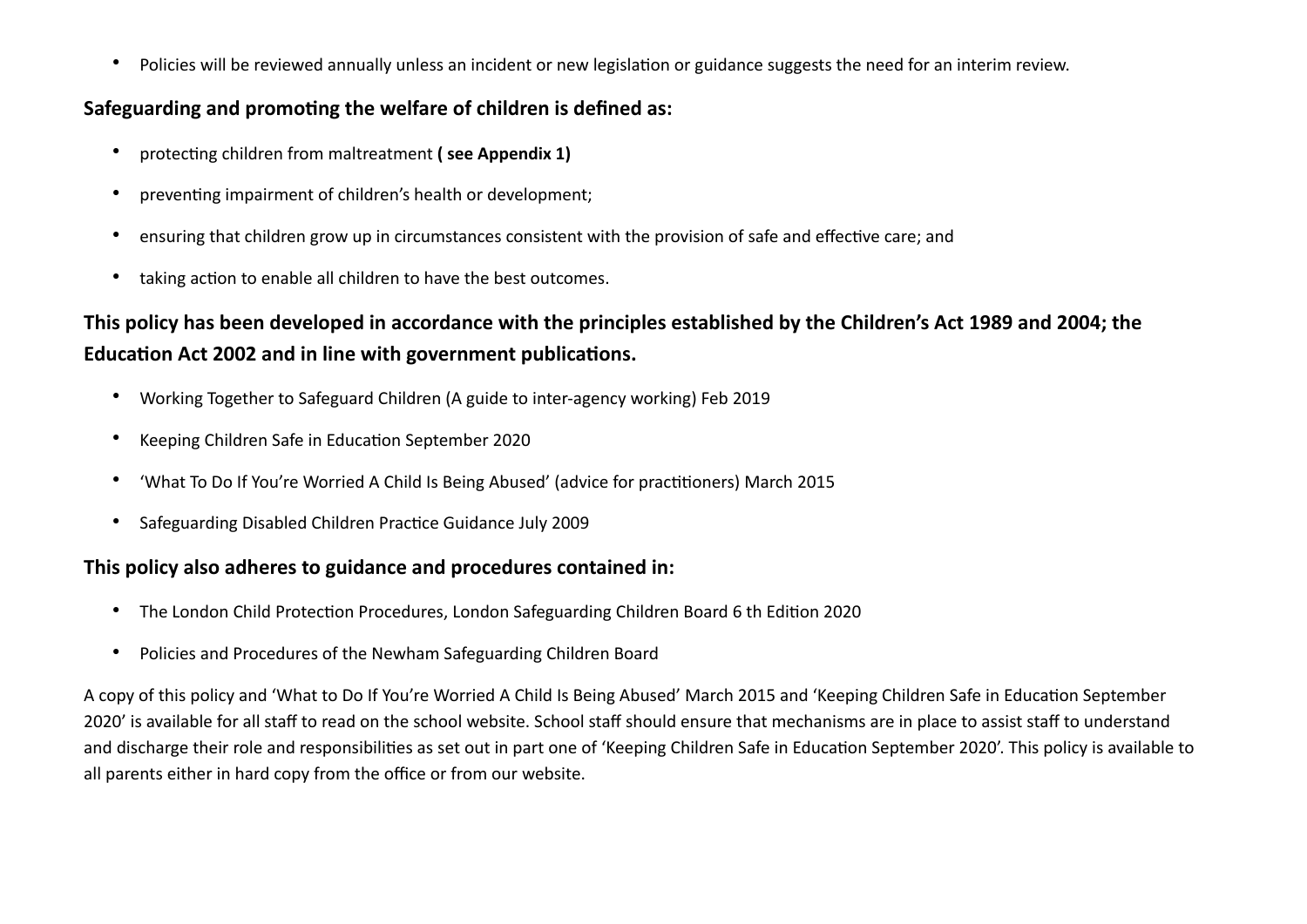- Policies will be reviewed annually unless an incident or new legislation or guidance suggests the need for an interim review.

### Safeguarding and promoting the welfare of children is defined as:

- protecting children from maltreatment **( see Appendix 1)**
- preventing impairment of children's health or development;
- ensuring that children grow up in circumstances consistent with the provision of safe and effective care; and
- taking action to enable all children to have the best outcomes.

### This policy has been developed in accordance with the principles established by the Children's Act 1989 and 2004; the Education Act 2002 and in line with government publications.

- Working Together to Safeguard Children (A guide to inter-agency working) Feb 2019
- Keeping Children Safe in Education September 2020
- 'What To Do If You're Worried A Child Is Being Abused' (advice for practitioners) March 2015
- Safeguarding Disabled Children Practice Guidance July 2009

### This policy also adheres to guidance and procedures contained in:

- The London Child Protection Procedures, London Safeguarding Children Board 6 th Edition 2020
- Policies and Procedures of the Newham Safeguarding Children Board

A copy of this policy and 'What to Do If You're Worried A Child Is Being Abused' March 2015 and 'Keeping Children Safe in Education September 2020' is available for all staff to read on the school website. School staff should ensure that mechanisms are in place to assist staff to understand and discharge their role and responsibilities as set out in part one of 'Keeping Children Safe in Education September 2020'. This policy is available to all parents either in hard copy from the office or from our website.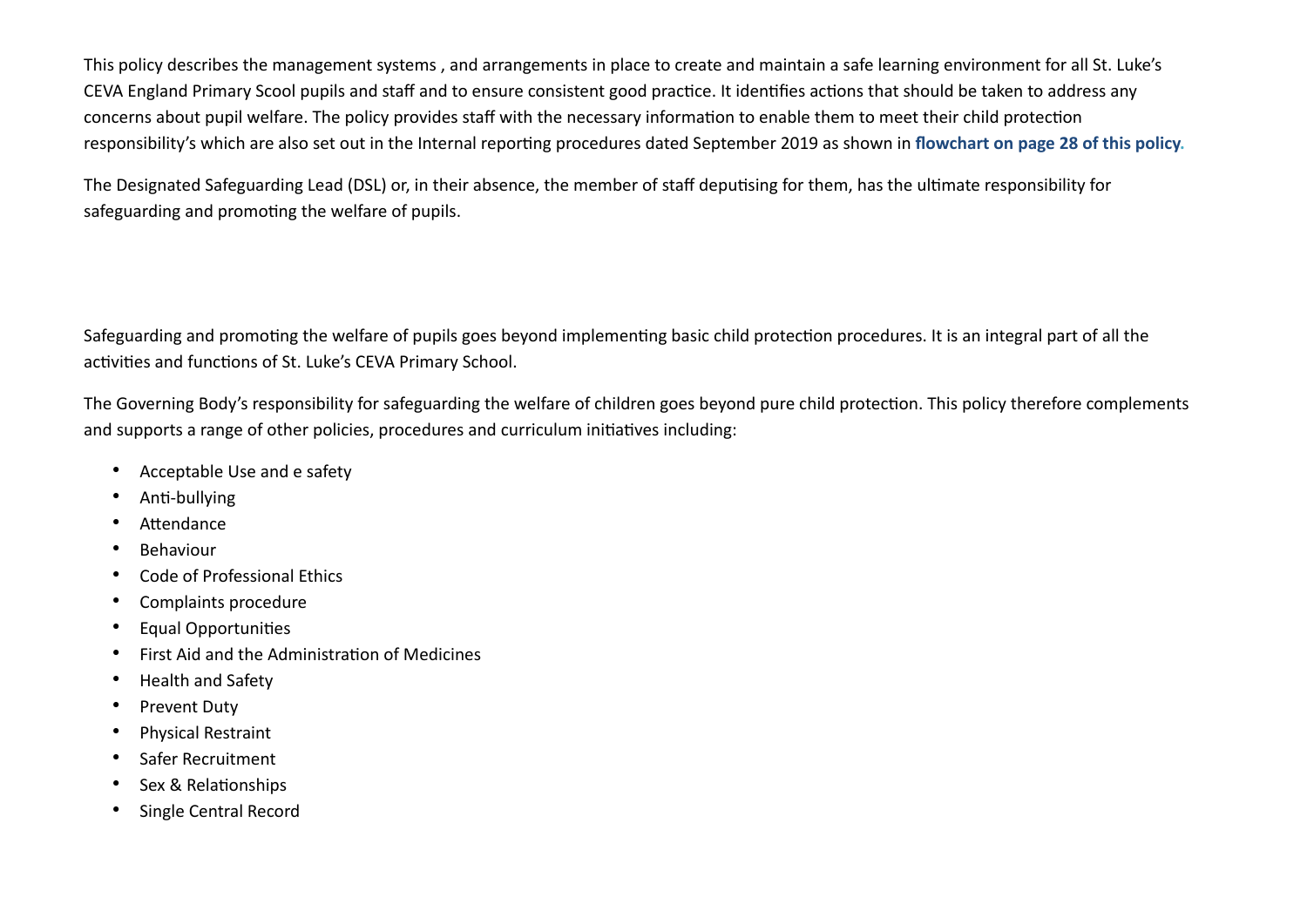This policy describes the management systems , and arrangements in place to create and maintain a safe learning environment for all St. Luke's CEVA England Primary Scool pupils and staff and to ensure consistent good practice. It identifies actions that should be taken to address any concerns about pupil welfare. The policy provides staff with the necessary information to enable them to meet their child protection responsibility's which are also set out in the Internal reporting procedures dated September 2019 as shown in **flowchart on page 28 of this policy.**

The Designated Safeguarding Lead (DSL) or, in their absence, the member of staff deputising for them, has the ultimate responsibility for safeguarding and promoting the welfare of pupils.

Safeguarding and promoting the welfare of pupils goes beyond implementing basic child protection procedures. It is an integral part of all the activities and functions of St. Luke's CEVA Primary School.

The Governing Body's responsibility for safeguarding the welfare of children goes beyond pure child protection. This policy therefore complements and supports a range of other policies, procedures and curriculum initiatives including:

- Acceptable Use and e safety
- Anti-bullying
- Attendance
- Behaviour
- Code of Professional Ethics
- Complaints procedure
- Equal Opportunities
- First Aid and the Administration of Medicines
- Health and Safety
- Prevent Duty
- Physical Restraint
- Safer Recruitment
- Sex & Relationships
- Single Central Record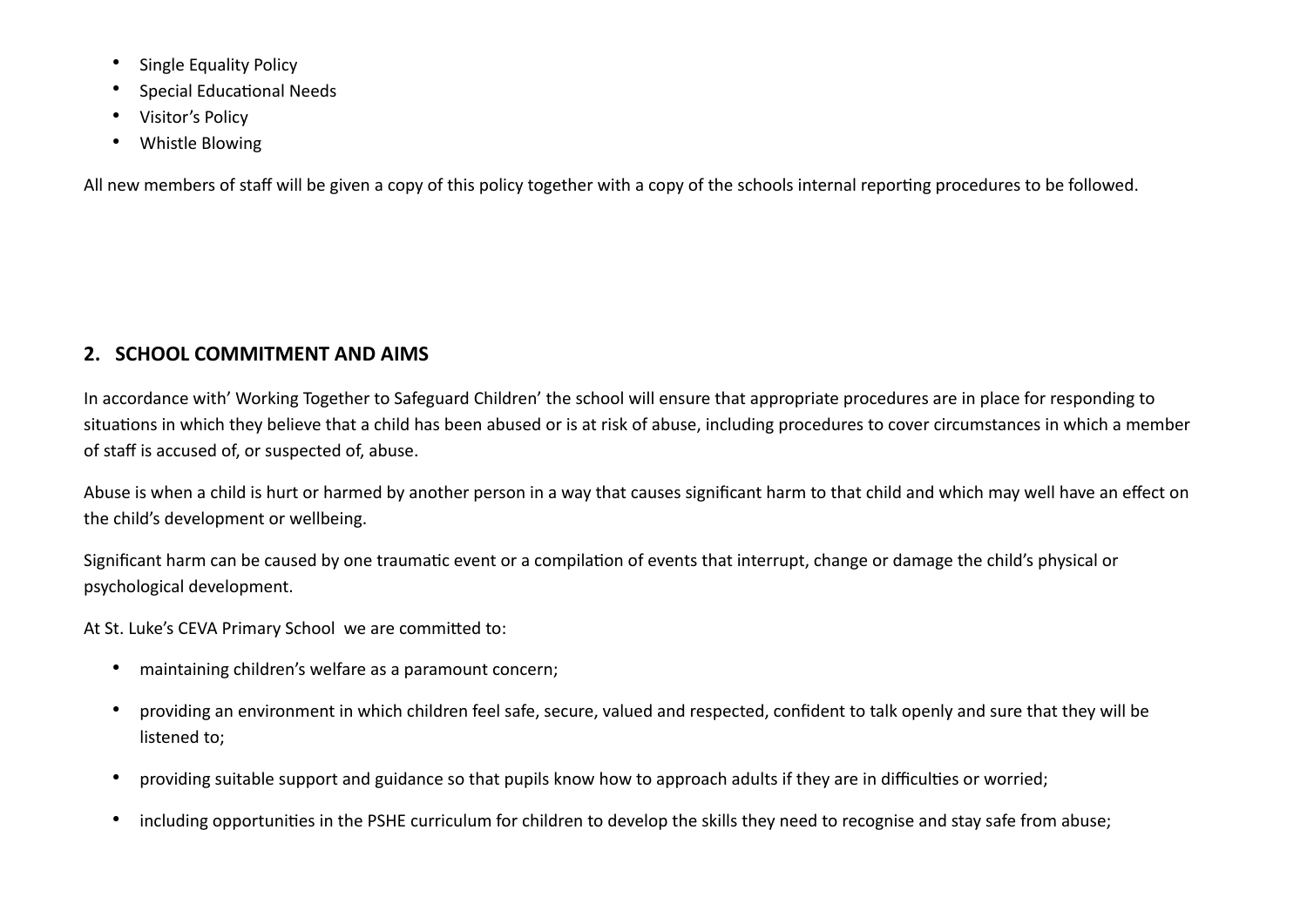- Single Equality Policy
- Special Educational Needs
- Visitor's Policy
- Whistle Blowing

All new members of staff will be given a copy of this policy together with a copy of the schools internal reporting procedures to be followed.

## 2. SCHOOL COMMITMENT AND AIMS

In accordance with' Working Together to Safeguard Children' the school will ensure that appropriate procedures are in place for responding to situations in which they believe that a child has been abused or is at risk of abuse, including procedures to cover circumstances in which a member of staff is accused of, or suspected of, abuse.

Abuse is when a child is hurt or harmed by another person in a way that causes significant harm to that child and which may well have an effect on the child's development or wellbeing.

Significant harm can be caused by one traumatic event or a compilation of events that interrupt, change or damage the child's physical or psychological development.

At St. Luke's CEVA Primary School we are committed to:

- maintaining children's welfare as a paramount concern;
- providing an environment in which children feel safe, secure, valued and respected, confident to talk openly and sure that they will be listened to;
- providing suitable support and guidance so that pupils know how to approach adults if they are in difficulties or worried;
- including opportunities in the PSHE curriculum for children to develop the skills they need to recognise and stay safe from abuse;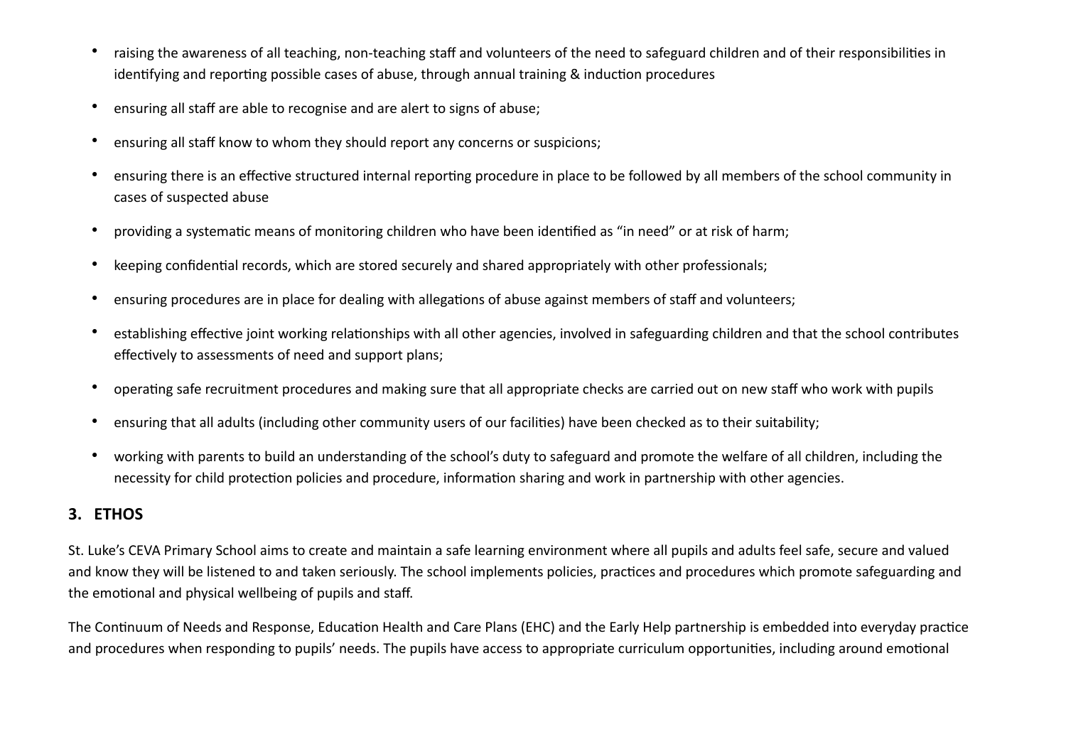- raising the awareness of all teaching, non-teaching staff and volunteers of the need to safeguard children and of their responsibilities in identifying and reporting possible cases of abuse, through annual training & induction procedures
- ensuring all staff are able to recognise and are alert to signs of abuse;
- ensuring all staff know to whom they should report any concerns or suspicions;
- ensuring there is an effective structured internal reporting procedure in place to be followed by all members of the school community in cases of suspected abuse
- providing a systematic means of monitoring children who have been identified as "in need" or at risk of harm;
- keeping confidential records, which are stored securely and shared appropriately with other professionals;
- ensuring procedures are in place for dealing with allegations of abuse against members of staff and volunteers;
- establishing effective joint working relationships with all other agencies, involved in safeguarding children and that the school contributes effectively to assessments of need and support plans;
- operating safe recruitment procedures and making sure that all appropriate checks are carried out on new staff who work with pupils
- ensuring that all adults (including other community users of our facilities) have been checked as to their suitability;
- working with parents to build an understanding of the school's duty to safeguard and promote the welfare of all children, including the necessity for child protection policies and procedure, information sharing and work in partnership with other agencies.

## 3. ETHOS

St. Luke's CEVA Primary School aims to create and maintain a safe learning environment where all pupils and adults feel safe, secure and valued and know they will be listened to and taken seriously. The school implements policies, practices and procedures which promote safeguarding and the emotional and physical wellbeing of pupils and staff.

The Continuum of Needs and Response, Education Health and Care Plans (EHC) and the Early Help partnership is embedded into everyday practice and procedures when responding to pupils' needs. The pupils have access to appropriate curriculum opportunities, including around emotional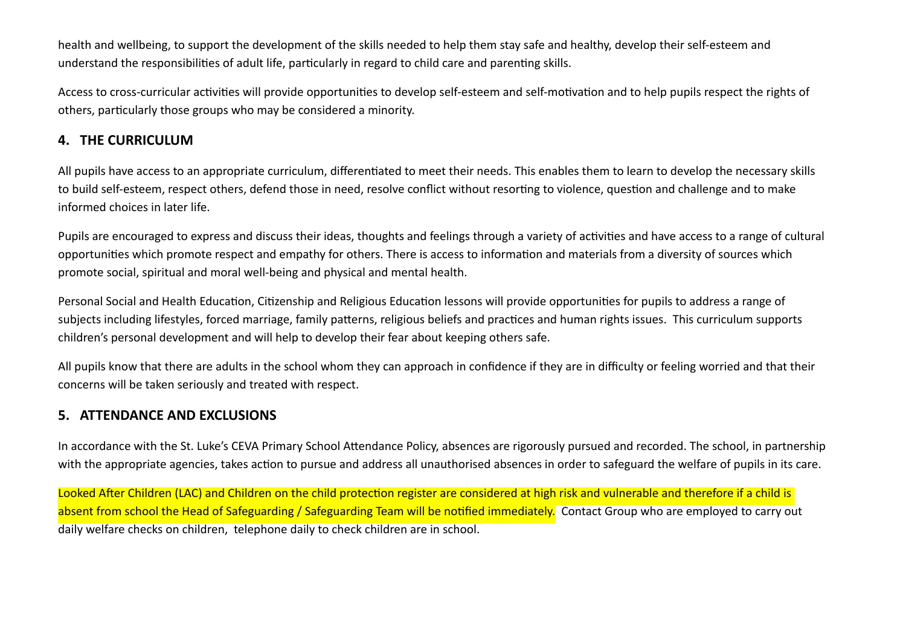health and wellbeing, to support the development of the skills needed to help them stay safe and healthy, develop their self-esteem and understand the responsibilities of adult life, particularly in regard to child care and parenting skills.

Access to cross-curricular activities will provide opportunities to develop self-esteem and self-motivation and to help pupils respect the rights of others, particularly those groups who may be considered a minority.

## 4. THE CURRICULUM

All pupils have access to an appropriate curriculum, differentiated to meet their needs. This enables them to learn to develop the necessary skills to build self-esteem, respect others, defend those in need, resolve conflict without resorting to violence, question and challenge and to make informed choices in later life.

Pupils are encouraged to express and discuss their ideas, thoughts and feelings through a variety of activities and have access to a range of cultural opportunities which promote respect and empathy for others. There is access to information and materials from a diversity of sources which promote social, spiritual and moral well-being and physical and mental health.

Personal Social and Health Education, Citizenship and Religious Education lessons will provide opportunities for pupils to address a range of subjects including lifestyles, forced marriage, family patterns, religious beliefs and practices and human rights issues. This curriculum supports children's personal development and will help to develop their fear about keeping others safe.

All pupils know that there are adults in the school whom they can approach in confidence if they are in difficulty or feeling worried and that their concerns will be taken seriously and treated with respect.

## 5. ATTENDANCE AND EXCLUSIONS

In accordance with the St. Luke's CEVA Primary School Attendance Policy, absences are rigorously pursued and recorded. The school, in partnership with the appropriate agencies, takes action to pursue and address all unauthorised absences in order to safeguard the welfare of pupils in its care.

Looked After Children (LAC) and Children on the child protection register are considered at high risk and vulnerable and therefore if a child is absent from school the Head of Safeguarding / Safeguarding Team will be notified immediately. Contact Group who are employed to carry out daily welfare checks on children, telephone daily to check children are in school.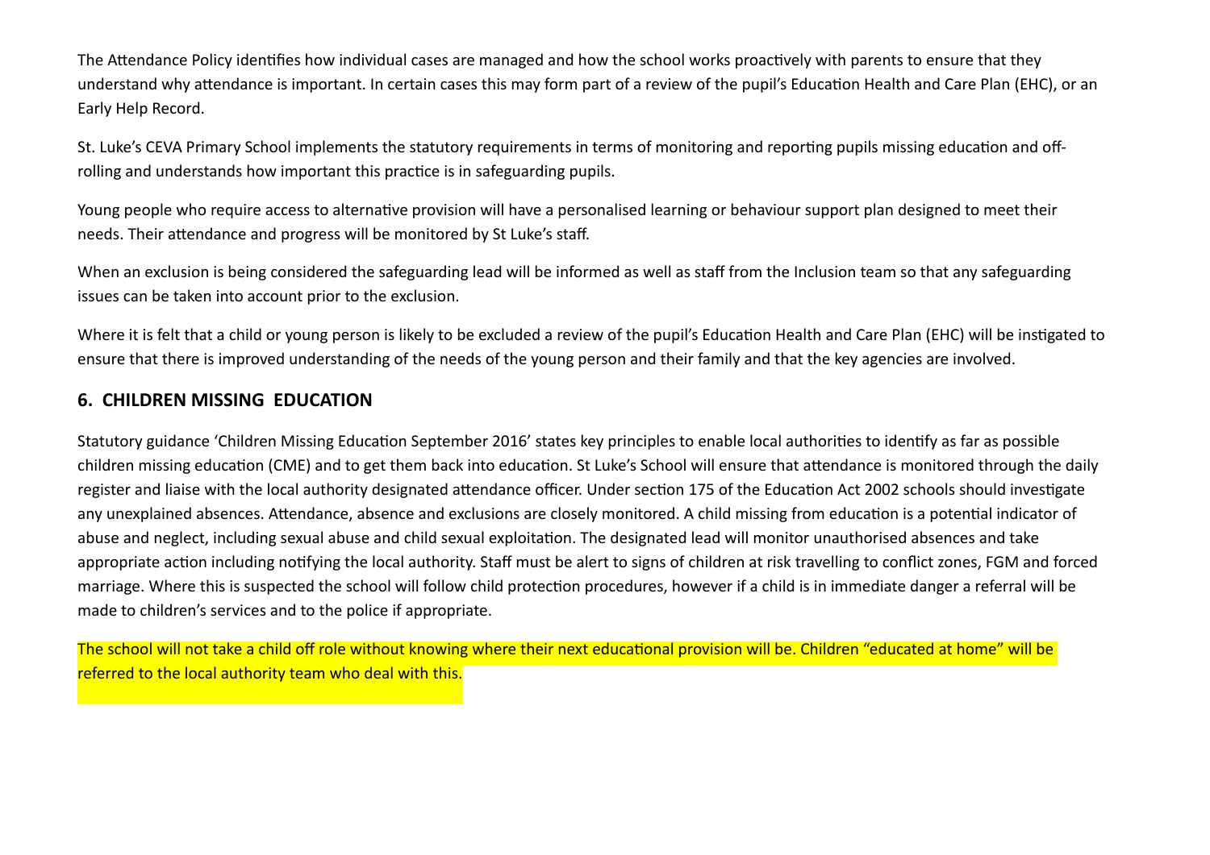The Attendance Policy identifies how individual cases are managed and how the school works proactively with parents to ensure that they understand why attendance is important. In certain cases this may form part of a review of the pupil's Education Health and Care Plan (EHC), or an Early Help Record.

St. Luke's CEVA Primary School implements the statutory requirements in terms of monitoring and reporting pupils missing education and off-rolling and understands how important this practice is in safeguarding pupils.

Young people who require access to alternative provision will have a personalised learning or behaviour support plan designed to meet their needs. Their attendance and progress will be monitored by St Luke's staff.

When an exclusion is being considered the safeguarding lead will be informed as well as staff from the Inclusion team so that any safeguarding issues can be taken into account prior to the exclusion.

Where it is felt that a child or young person is likely to be excluded a review of the pupil's Education Health and Care Plan (EHC) will be instigated to ensure that there is improved understanding of the needs of the young person and their family and that the key agencies are involved.

## 6. CHILDREN MISSING EDUCATION

Statutory guidance 'Children Missing Education September 2016' states key principles to enable local authorities to identify as far as possible children missing education (CME) and to get them back into education. St Luke's School will ensure that attendance is monitored through the daily register and liaise with the local authority designated attendance officer. Under section 175 of the Education Act 2002 schools should investigate any unexplained absences. Attendance, absence and exclusions are closely monitored. A child missing from education is a potential indicator of abuse and neglect, including sexual abuse and child sexual exploitation. The designated lead will monitor unauthorised absences and take appropriate action including notifying the local authority. Staff must be alert to signs of children at risk travelling to conflict zones, FGM and forced marriage. Where this is suspected the school will follow child protection procedures, however if a child is in immediate danger a referral will be made to children's services and to the police if appropriate.

The school will not take a child off role without knowing where their next educational provision will be. Children "educated at home" will be referred to the local authority team who deal with this.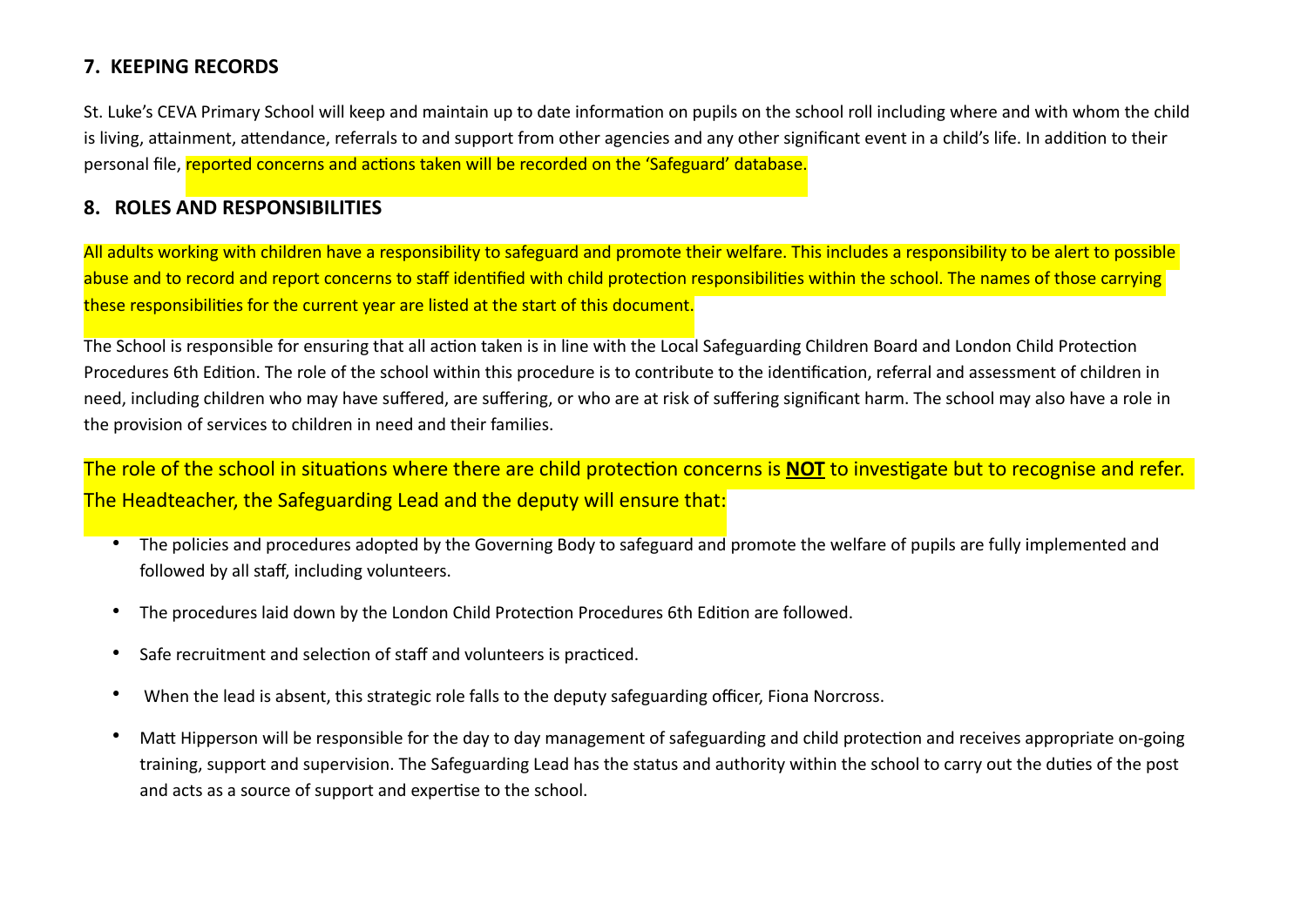## 7. KEEPING RECORDS

St. Luke's CEVA Primary School will keep and maintain up to date information on pupils on the school roll including where and with whom the child is living, attainment, attendance, referrals to and support from other agencies and any other significant event in a child's life. In addition to their personal file, reported concerns and actions taken will be recorded on the 'Safeguard' database.

## 8. ROLES AND RESPONSIBILITIES

All adults working with children have a responsibility to safeguard and promote their welfare. This includes a responsibility to be alert to possible abuse and to record and report concerns to staff identified with child protection responsibilities within the school. The names of those carrying these responsibilities for the current year are listed at the start of this document.

The School is responsible for ensuring that all action taken is in line with the Local Safeguarding Children Board and London Child Protection Procedures 6th Edition. The role of the school within this procedure is to contribute to the identification, referral and assessment of children in need, including children who may have suffered, are suffering, or who are at risk of suffering significant harm. The school may also have a role in the provision of services to children in need and their families.

The role of the school in situations where there are child protection concerns is **NOT** to investigate but to recognise and refer. The Headteacher, the Safeguarding Lead and the deputy will ensure that:

- The policies and procedures adopted by the Governing Body to safeguard and promote the welfare of pupils are fully implemented and followed by all staff, including volunteers.
- The procedures laid down by the London Child Protection Procedures 6th Edition are followed.
- Safe recruitment and selection of staff and volunteers is practiced.
- When the lead is absent, this strategic role falls to the deputy safeguarding officer, Fiona Norcross.
- Matt Hipperson will be responsible for the day to day management of safeguarding and child protection and receives appropriate on-going training, support and supervision. The Safeguarding Lead has the status and authority within the school to carry out the duties of the post and acts as a source of support and expertise to the school.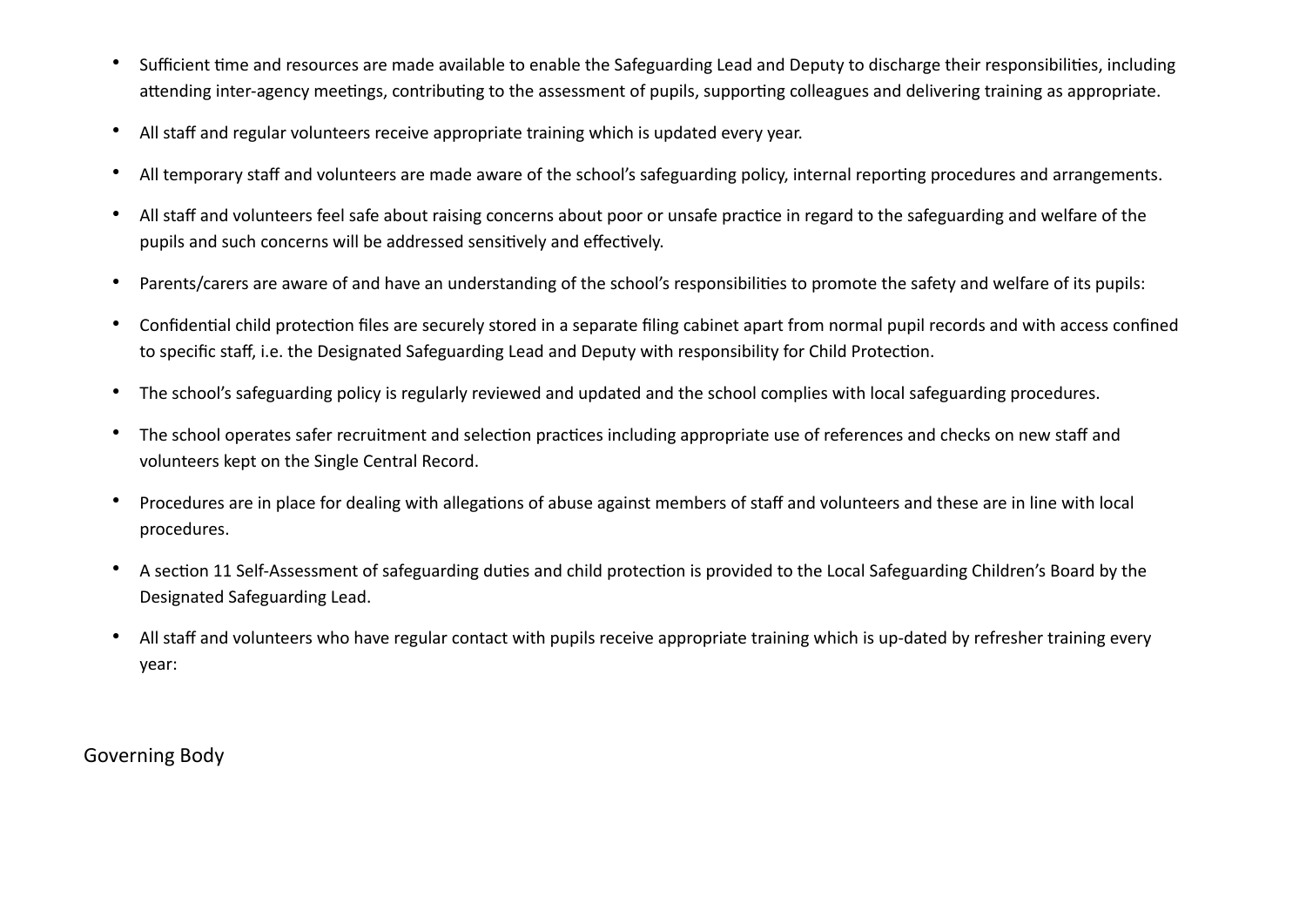- Sufficient time and resources are made available to enable the Safeguarding Lead and Deputy to discharge their responsibilities, including attending inter-agency meetings, contributing to the assessment of pupils, supporting colleagues and delivering training as appropriate.
- All staff and regular volunteers receive appropriate training which is updated every year.
- All temporary staff and volunteers are made aware of the school's safeguarding policy, internal reporting procedures and arrangements.
- All staff and volunteers feel safe about raising concerns about poor or unsafe practice in regard to the safeguarding and welfare of the pupils and such concerns will be addressed sensitively and effectively.
- Parents/carers are aware of and have an understanding of the school's responsibilities to promote the safety and welfare of its pupils:
- Confidential child protection files are securely stored in a separate filing cabinet apart from normal pupil records and with access confined to specific staff, i.e. the Designated Safeguarding Lead and Deputy with responsibility for Child Protection.
- The school's safeguarding policy is regularly reviewed and updated and the school complies with local safeguarding procedures.
- The school operates safer recruitment and selection practices including appropriate use of references and checks on new staff and volunteers kept on the Single Central Record.
- Procedures are in place for dealing with allegations of abuse against members of staff and volunteers and these are in line with local procedures.
- A section 11 Self-Assessment of safeguarding duties and child protection is provided to the Local Safeguarding Children's Board by the Designated Safeguarding Lead.
- All staff and volunteers who have regular contact with pupils receive appropriate training which is up-dated by refresher training every year:

## Governing Body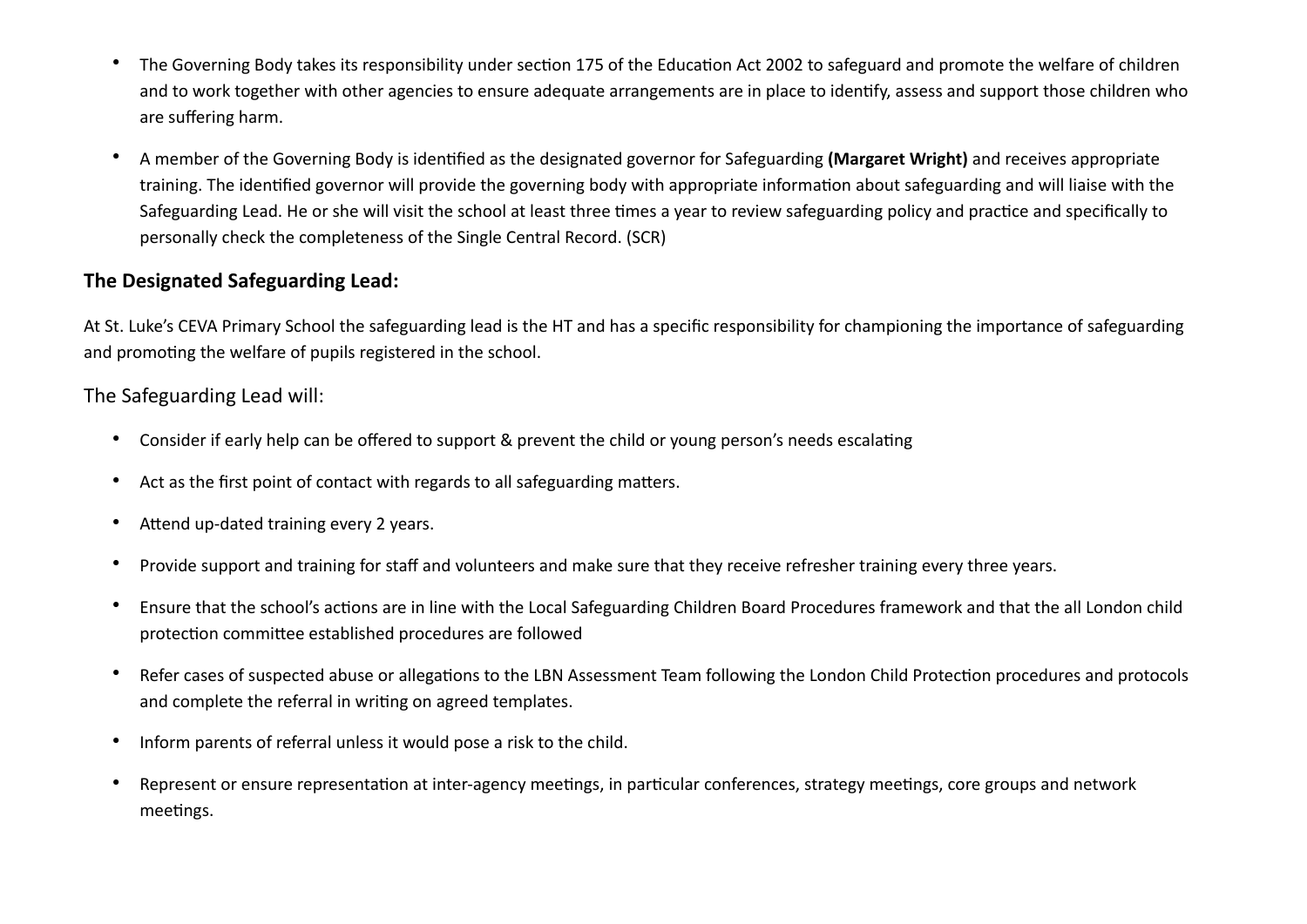- The Governing Body takes its responsibility under section 175 of the Education Act 2002 to safeguard and promote the welfare of children and to work together with other agencies to ensure adequate arrangements are in place to identify, assess and support those children who are suffering harm.

- A member of the Governing Body is identified as the designated governor for Safeguarding **(Margaret Wright)** and receives appropriate training. The identified governor will provide the governing body with appropriate information about safeguarding and will liaise with the Safeguarding Lead. He or she will visit the school at least three times a year to review safeguarding policy and practice and specifically to personally check the completeness of the Single Central Record. (SCR)

### The Designated Safeguarding Lead:

At St. Luke's CEVA Primary School the safeguarding lead is the HT and has a specific responsibility for championing the importance of safeguarding and promoting the welfare of pupils registered in the school.

The Safeguarding Lead will:

- Consider if early help can be offered to support & prevent the child or young person's needs escalating

- Act as the first point of contact with regards to all safeguarding matters.

- Attend up-dated training every 2 years.

- Provide support and training for staff and volunteers and make sure that they receive refresher training every three years.

- Ensure that the school's actions are in line with the Local Safeguarding Children Board Procedures framework and that the all London child protection committee established procedures are followed

- Refer cases of suspected abuse or allegations to the LBN Assessment Team following the London Child Protection procedures and protocols and complete the referral in writing on agreed templates.

- Inform parents of referral unless it would pose a risk to the child.

- Represent or ensure representation at inter-agency meetings, in particular conferences, strategy meetings, core groups and network meetings.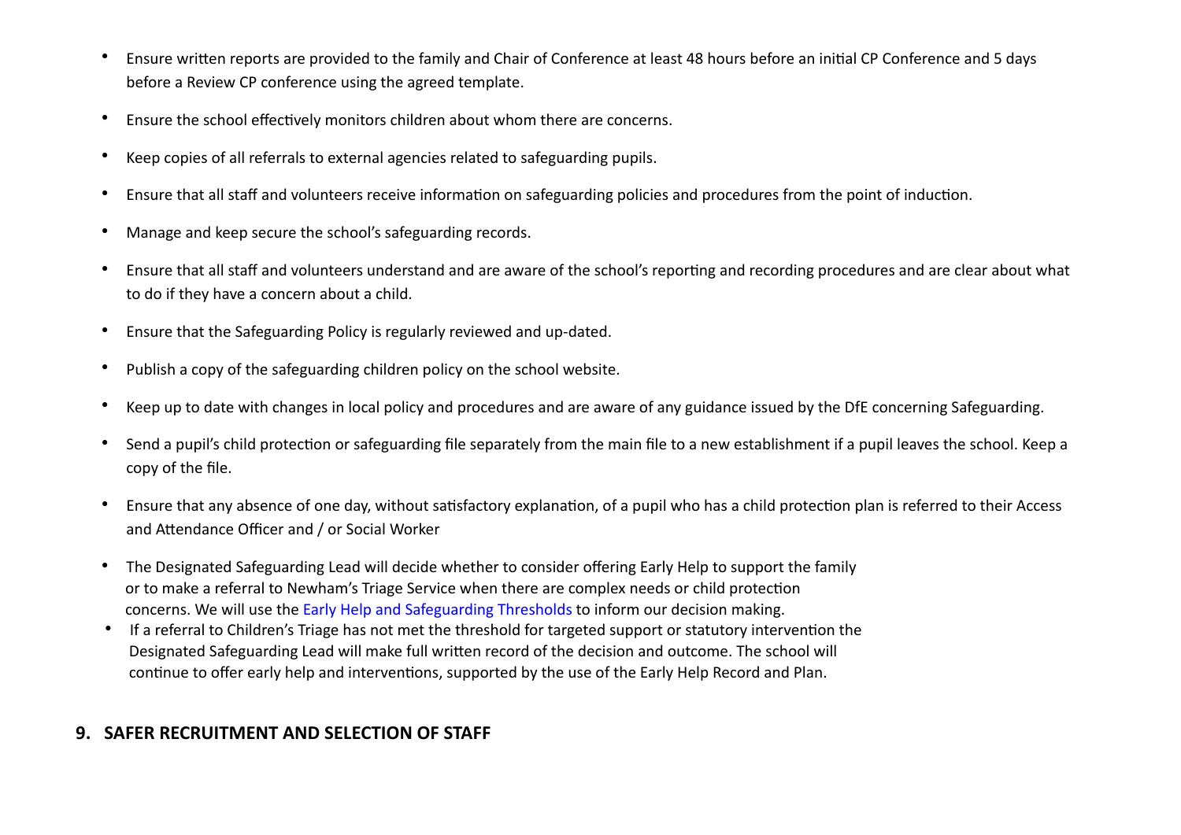- Ensure written reports are provided to the family and Chair of Conference at least 48 hours before an initial CP Conference and 5 days before a Review CP conference using the agreed template.
- Ensure the school effectively monitors children about whom there are concerns.
- Keep copies of all referrals to external agencies related to safeguarding pupils.
- Ensure that all staff and volunteers receive information on safeguarding policies and procedures from the point of induction.
- Manage and keep secure the school's safeguarding records.
- Ensure that all staff and volunteers understand and are aware of the school's reporting and recording procedures and are clear about what to do if they have a concern about a child.
- Ensure that the Safeguarding Policy is regularly reviewed and up-dated.
- Publish a copy of the safeguarding children policy on the school website.
- Keep up to date with changes in local policy and procedures and are aware of any guidance issued by the DfE concerning Safeguarding.
- Send a pupil's child protection or safeguarding file separately from the main file to a new establishment if a pupil leaves the school. Keep a copy of the file.
- Ensure that any absence of one day, without satisfactory explanation, of a pupil who has a child protection plan is referred to their Access and Attendance Officer and / or Social Worker
- The Designated Safeguarding Lead will decide whether to consider offering Early Help to support the family or to make a referral to Newham's Triage Service when there are complex needs or child protection concerns. We will use the Early Help and Safeguarding Thresholds to inform our decision making.
- If a referral to Children's Triage has not met the threshold for targeted support or statutory intervention the Designated Safeguarding Lead will make full written record of the decision and outcome. The school will continue to offer early help and interventions, supported by the use of the Early Help Record and Plan.

## 9. SAFER RECRUITMENT AND SELECTION OF STAFF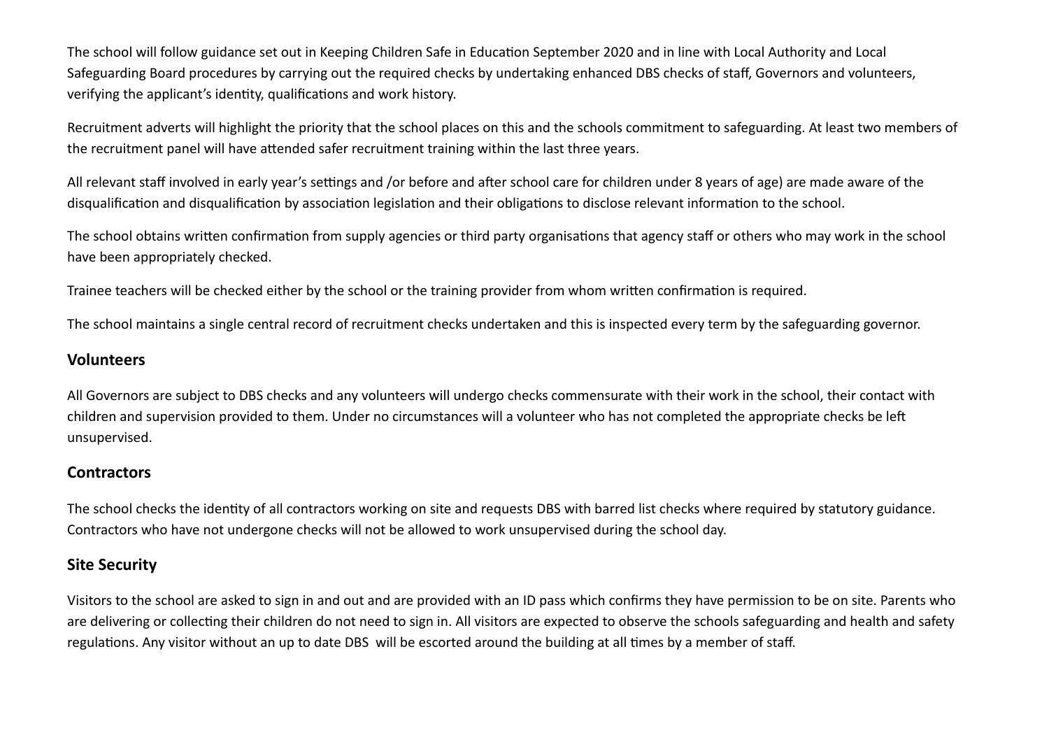The school will follow guidance set out in Keeping Children Safe in Education September 2020 and in line with Local Authority and Local Safeguarding Board procedures by carrying out the required checks by undertaking enhanced DBS checks of staff, Governors and volunteers, verifying the applicant's identity, qualifications and work history.

Recruitment adverts will highlight the priority that the school places on this and the schools commitment to safeguarding. At least two members of the recruitment panel will have attended safer recruitment training within the last three years.

All relevant staff involved in early year's settings and /or before and after school care for children under 8 years of age) are made aware of the disqualification and disqualification by association legislation and their obligations to disclose relevant information to the school.

The school obtains written confirmation from supply agencies or third party organisations that agency staff or others who may work in the school have been appropriately checked.

Trainee teachers will be checked either by the school or the training provider from whom written confirmation is required.

The school maintains a single central record of recruitment checks undertaken and this is inspected every term by the safeguarding governor.

## Volunteers

All Governors are subject to DBS checks and any volunteers will undergo checks commensurate with their work in the school, their contact with children and supervision provided to them. Under no circumstances will a volunteer who has not completed the appropriate checks be left unsupervised.

## Contractors

The school checks the identity of all contractors working on site and requests DBS with barred list checks where required by statutory guidance. Contractors who have not undergone checks will not be allowed to work unsupervised during the school day.

## Site Security

Visitors to the school are asked to sign in and out and are provided with an ID pass which confirms they have permission to be on site. Parents who are delivering or collecting their children do not need to sign in. All visitors are expected to observe the schools safeguarding and health and safety regulations. Any visitor without an up to date DBS will be escorted around the building at all times by a member of staff.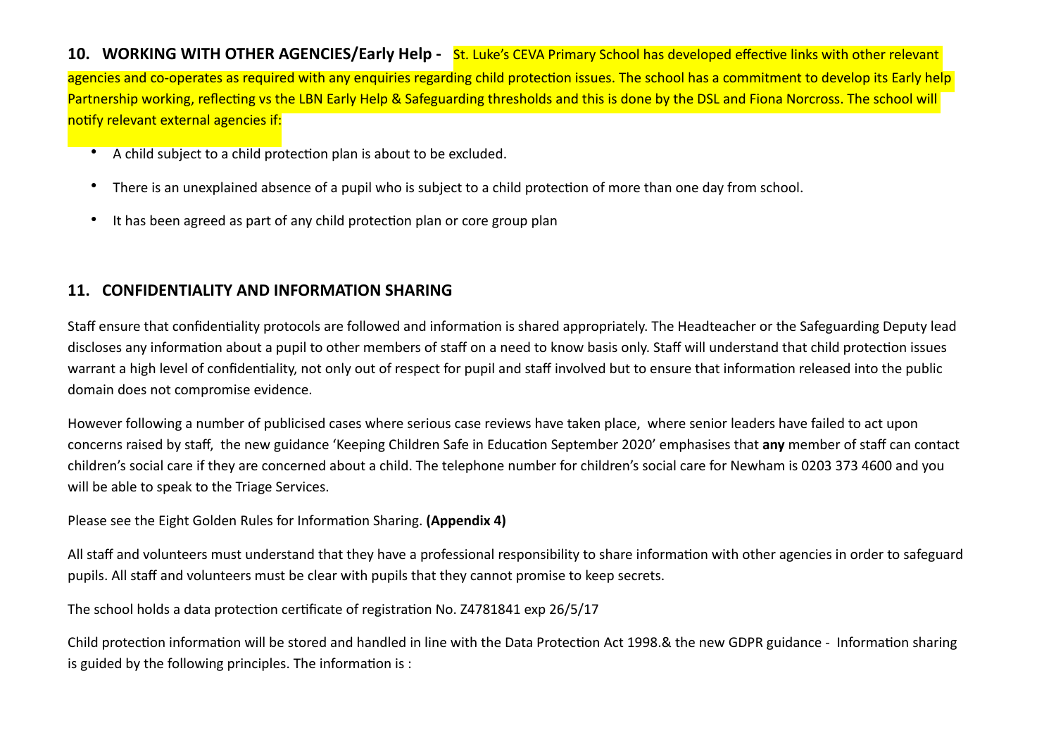**10. WORKING WITH OTHER AGENCIES/Early Help -** St. Luke's CEVA Primary School has developed effective links with other relevant agencies and co-operates as required with any enquiries regarding child protection issues. The school has a commitment to develop its Early help Partnership working, reflecting vs the LBN Early Help & Safeguarding thresholds and this is done by the DSL and Fiona Norcross. The school will notify relevant external agencies if:

- A child subject to a child protection plan is about to be excluded.
- There is an unexplained absence of a pupil who is subject to a child protection of more than one day from school.
- It has been agreed as part of any child protection plan or core group plan

## 11. CONFIDENTIALITY AND INFORMATION SHARING

Staff ensure that confidentiality protocols are followed and information is shared appropriately. The Headteacher or the Safeguarding Deputy lead discloses any information about a pupil to other members of staff on a need to know basis only. Staff will understand that child protection issues warrant a high level of confidentiality, not only out of respect for pupil and staff involved but to ensure that information released into the public domain does not compromise evidence.

However following a number of publicised cases where serious case reviews have taken place, where senior leaders have failed to act upon concerns raised by staff, the new guidance 'Keeping Children Safe in Education September 2020' emphasises that **any** member of staff can contact children's social care if they are concerned about a child. The telephone number for children's social care for Newham is 0203 373 4600 and you will be able to speak to the Triage Services.

Please see the Eight Golden Rules for Information Sharing. **(Appendix 4)**

All staff and volunteers must understand that they have a professional responsibility to share information with other agencies in order to safeguard pupils. All staff and volunteers must be clear with pupils that they cannot promise to keep secrets.

The school holds a data protection certificate of registration No. Z4781841 exp 26/5/17

Child protection information will be stored and handled in line with the Data Protection Act 1998.& the new GDPR guidance - Information sharing is guided by the following principles. The information is :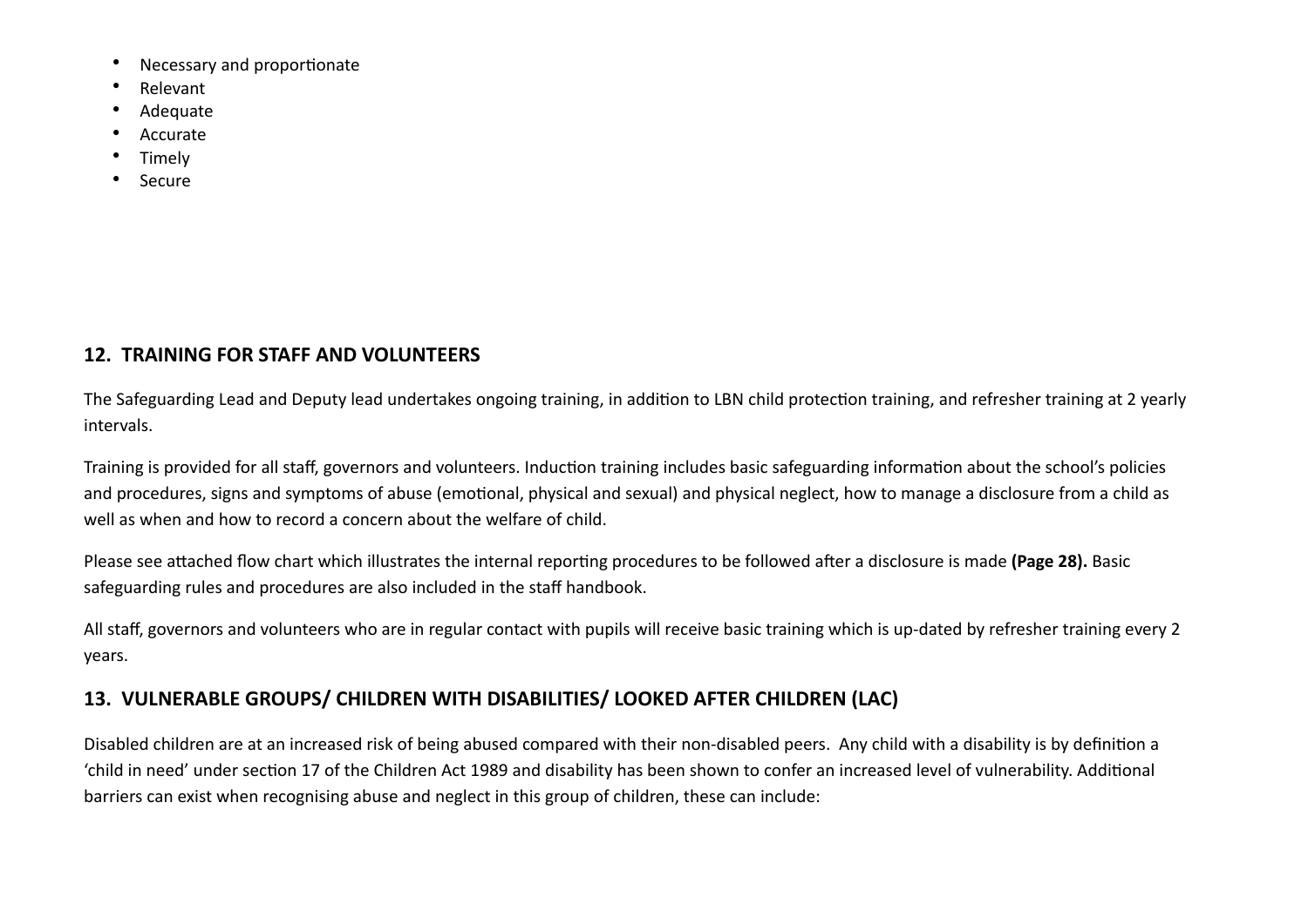- Necessary and proportionate
- Relevant
- Adequate
- Accurate
- Timely
- Secure

## 12. TRAINING FOR STAFF AND VOLUNTEERS

The Safeguarding Lead and Deputy lead undertakes ongoing training, in addition to LBN child protection training, and refresher training at 2 yearly intervals.

Training is provided for all staff, governors and volunteers. Induction training includes basic safeguarding information about the school's policies and procedures, signs and symptoms of abuse (emotional, physical and sexual) and physical neglect, how to manage a disclosure from a child as well as when and how to record a concern about the welfare of child.

Please see attached flow chart which illustrates the internal reporting procedures to be followed after a disclosure is made **(Page 28).** Basic safeguarding rules and procedures are also included in the staff handbook.

All staff, governors and volunteers who are in regular contact with pupils will receive basic training which is up-dated by refresher training every 2 years.

## 13. VULNERABLE GROUPS/ CHILDREN WITH DISABILITIES/ LOOKED AFTER CHILDREN (LAC)

Disabled children are at an increased risk of being abused compared with their non-disabled peers. Any child with a disability is by definition a 'child in need' under section 17 of the Children Act 1989 and disability has been shown to confer an increased level of vulnerability. Additional barriers can exist when recognising abuse and neglect in this group of children, these can include: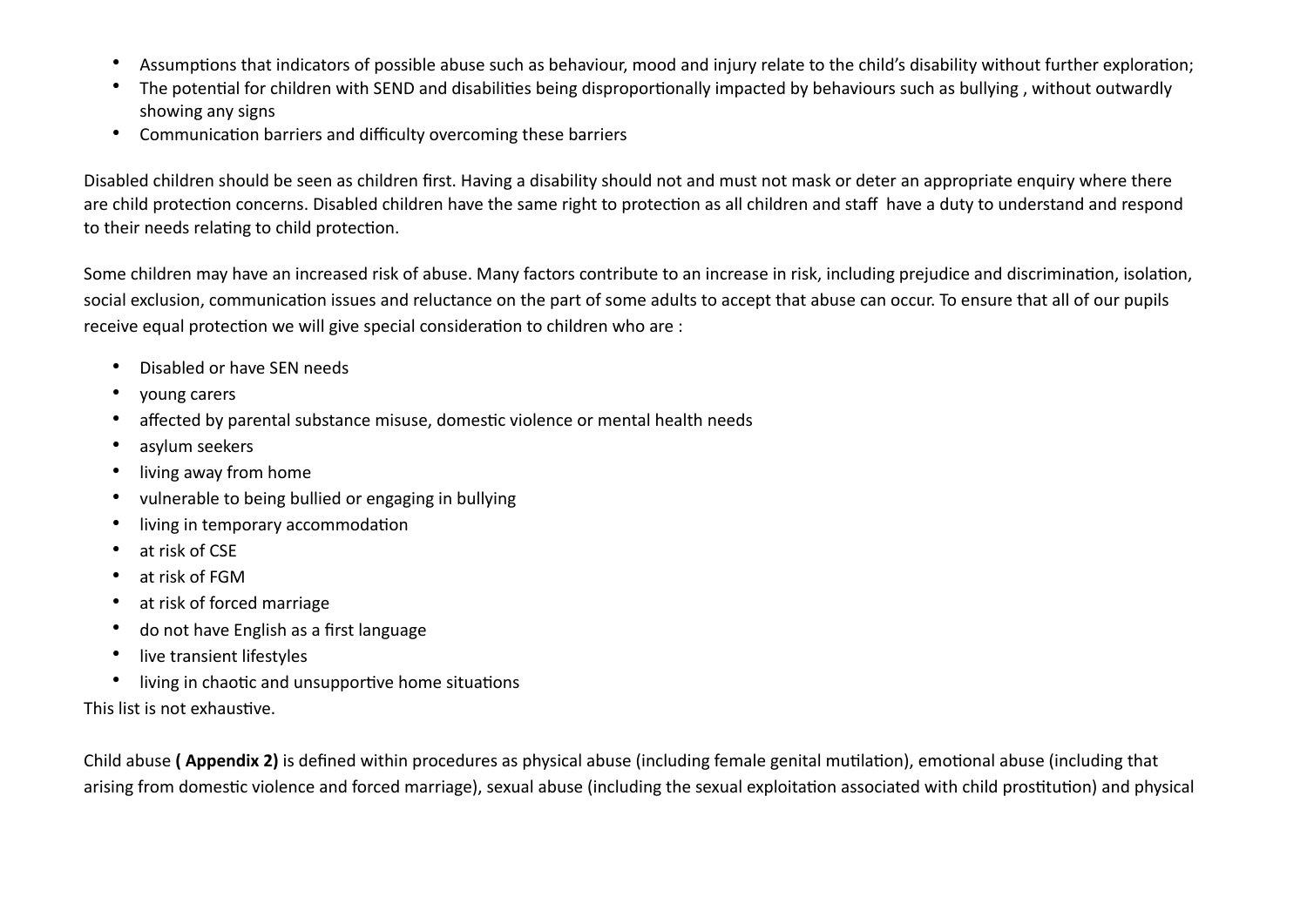- Assumptions that indicators of possible abuse such as behaviour, mood and injury relate to the child's disability without further exploration;
- The potential for children with SEND and disabilities being disproportionally impacted by behaviours such as bullying , without outwardly showing any signs
- Communication barriers and difficulty overcoming these barriers

Disabled children should be seen as children first. Having a disability should not and must not mask or deter an appropriate enquiry where there are child protection concerns. Disabled children have the same right to protection as all children and staff have a duty to understand and respond to their needs relating to child protection.

Some children may have an increased risk of abuse. Many factors contribute to an increase in risk, including prejudice and discrimination, isolation, social exclusion, communication issues and reluctance on the part of some adults to accept that abuse can occur. To ensure that all of our pupils receive equal protection we will give special consideration to children who are :

- Disabled or have SEN needs
- young carers
- affected by parental substance misuse, domestic violence or mental health needs
- asylum seekers
- living away from home
- vulnerable to being bullied or engaging in bullying
- living in temporary accommodation
- at risk of CSE
- at risk of FGM
- at risk of forced marriage
- do not have English as a first language
- live transient lifestyles
- living in chaotic and unsupportive home situations

This list is not exhaustive.

Child abuse **( Appendix 2)** is defined within procedures as physical abuse (including female genital mutilation), emotional abuse (including that arising from domestic violence and forced marriage), sexual abuse (including the sexual exploitation associated with child prostitution) and physical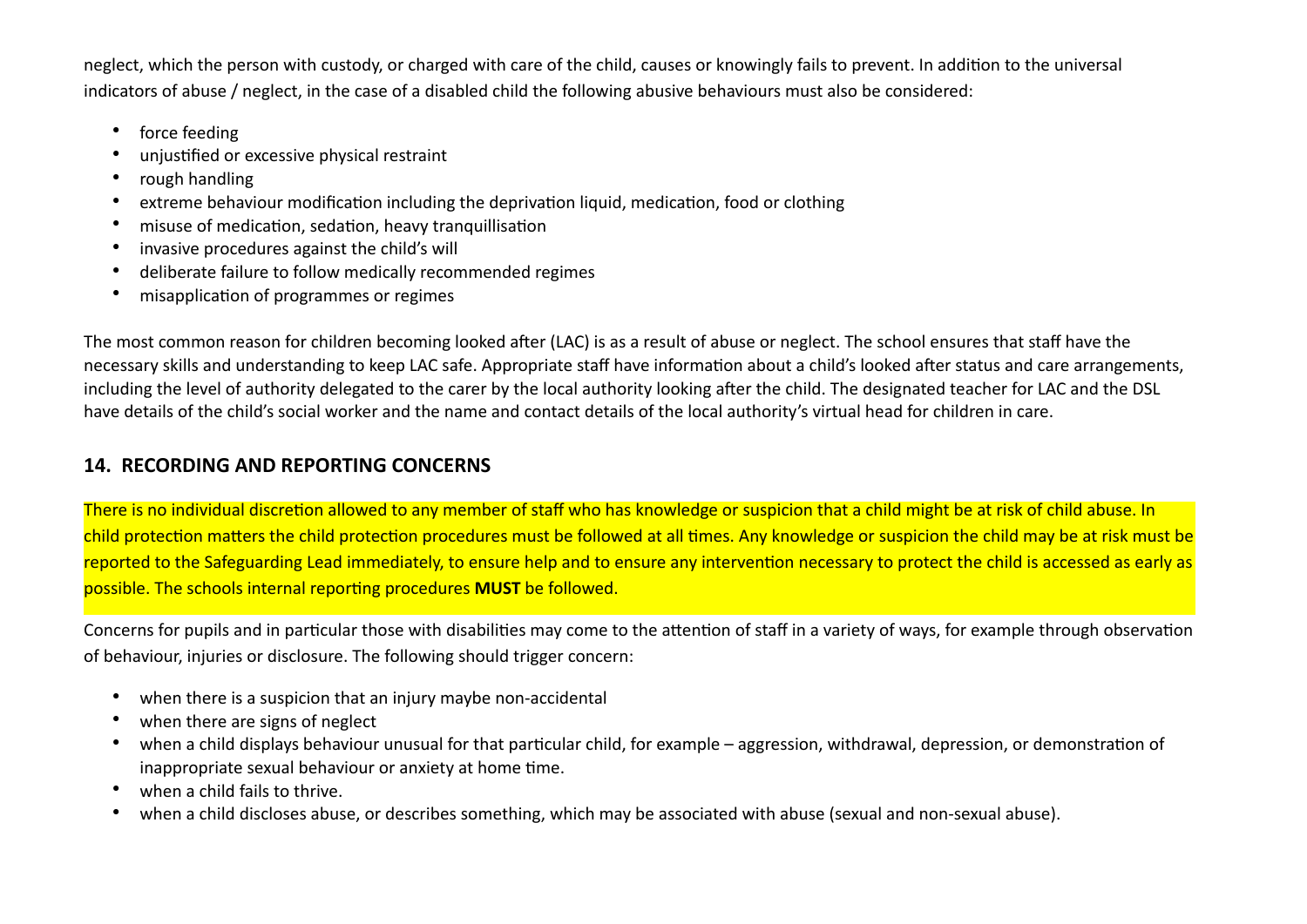neglect, which the person with custody, or charged with care of the child, causes or knowingly fails to prevent. In addition to the universal indicators of abuse / neglect, in the case of a disabled child the following abusive behaviours must also be considered:

- force feeding
- unjustified or excessive physical restraint
- rough handling
- extreme behaviour modification including the deprivation liquid, medication, food or clothing
- misuse of medication, sedation, heavy tranquillisation
- invasive procedures against the child's will
- deliberate failure to follow medically recommended regimes
- misapplication of programmes or regimes

The most common reason for children becoming looked after (LAC) is as a result of abuse or neglect. The school ensures that staff have the necessary skills and understanding to keep LAC safe. Appropriate staff have information about a child's looked after status and care arrangements, including the level of authority delegated to the carer by the local authority looking after the child. The designated teacher for LAC and the DSL have details of the child's social worker and the name and contact details of the local authority's virtual head for children in care.

## 14. RECORDING AND REPORTING CONCERNS

There is no individual discretion allowed to any member of staff who has knowledge or suspicion that a child might be at risk of child abuse. In child protection matters the child protection procedures must be followed at all times. Any knowledge or suspicion the child may be at risk must be reported to the Safeguarding Lead immediately, to ensure help and to ensure any intervention necessary to protect the child is accessed as early as possible. The schools internal reporting procedures **MUST** be followed.

Concerns for pupils and in particular those with disabilities may come to the attention of staff in a variety of ways, for example through observation of behaviour, injuries or disclosure. The following should trigger concern:

- when there is a suspicion that an injury maybe non-accidental
- when there are signs of neglect
- when a child displays behaviour unusual for that particular child, for example – aggression, withdrawal, depression, or demonstration of inappropriate sexual behaviour or anxiety at home time.
- when a child fails to thrive.
- when a child discloses abuse, or describes something, which may be associated with abuse (sexual and non-sexual abuse).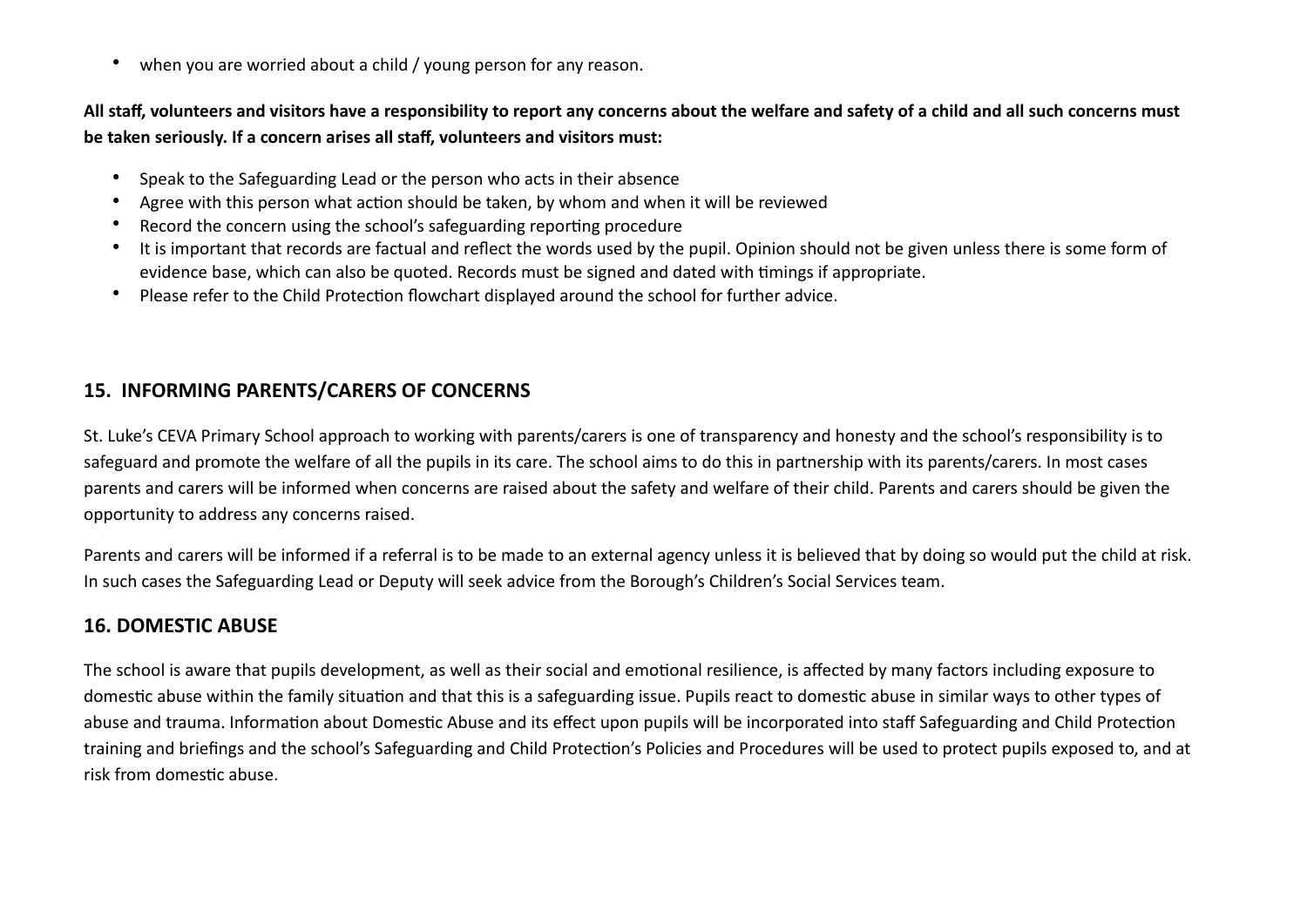- when you are worried about a child / young person for any reason.

**All staff, volunteers and visitors have a responsibility to report any concerns about the welfare and safety of a child and all such concerns must be taken seriously. If a concern arises all staff, volunteers and visitors must:**

- Speak to the Safeguarding Lead or the person who acts in their absence
- Agree with this person what action should be taken, by whom and when it will be reviewed
- Record the concern using the school's safeguarding reporting procedure
- It is important that records are factual and reflect the words used by the pupil. Opinion should not be given unless there is some form of evidence base, which can also be quoted. Records must be signed and dated with timings if appropriate.
- Please refer to the Child Protection flowchart displayed around the school for further advice.

## 15. INFORMING PARENTS/CARERS OF CONCERNS

St. Luke's CEVA Primary School approach to working with parents/carers is one of transparency and honesty and the school's responsibility is to safeguard and promote the welfare of all the pupils in its care. The school aims to do this in partnership with its parents/carers. In most cases parents and carers will be informed when concerns are raised about the safety and welfare of their child. Parents and carers should be given the opportunity to address any concerns raised.

Parents and carers will be informed if a referral is to be made to an external agency unless it is believed that by doing so would put the child at risk. In such cases the Safeguarding Lead or Deputy will seek advice from the Borough's Children's Social Services team.

## 16. DOMESTIC ABUSE

The school is aware that pupils development, as well as their social and emotional resilience, is affected by many factors including exposure to domestic abuse within the family situation and that this is a safeguarding issue. Pupils react to domestic abuse in similar ways to other types of abuse and trauma. Information about Domestic Abuse and its effect upon pupils will be incorporated into staff Safeguarding and Child Protection training and briefings and the school's Safeguarding and Child Protection's Policies and Procedures will be used to protect pupils exposed to, and at risk from domestic abuse.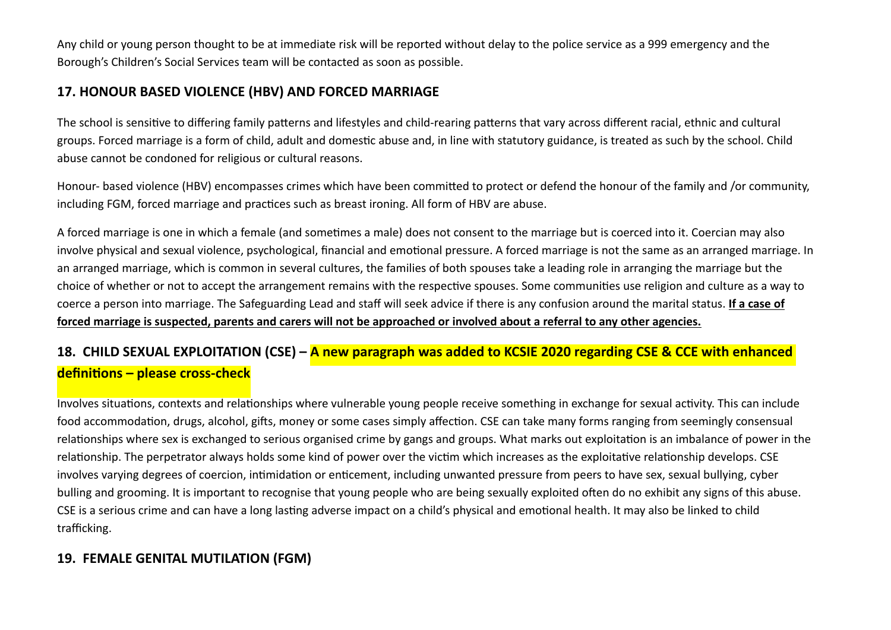Any child or young person thought to be at immediate risk will be reported without delay to the police service as a 999 emergency and the Borough's Children's Social Services team will be contacted as soon as possible.

## 17. HONOUR BASED VIOLENCE (HBV) AND FORCED MARRIAGE

The school is sensitive to differing family patterns and lifestyles and child-rearing patterns that vary across different racial, ethnic and cultural groups. Forced marriage is a form of child, adult and domestic abuse and, in line with statutory guidance, is treated as such by the school. Child abuse cannot be condoned for religious or cultural reasons.

Honour- based violence (HBV) encompasses crimes which have been committed to protect or defend the honour of the family and /or community, including FGM, forced marriage and practices such as breast ironing. All form of HBV are abuse.

A forced marriage is one in which a female (and sometimes a male) does not consent to the marriage but is coerced into it. Coercian may also involve physical and sexual violence, psychological, financial and emotional pressure. A forced marriage is not the same as an arranged marriage. In an arranged marriage, which is common in several cultures, the families of both spouses take a leading role in arranging the marriage but the choice of whether or not to accept the arrangement remains with the respective spouses. Some communities use religion and culture as a way to coerce a person into marriage. The Safeguarding Lead and staff will seek advice if there is any confusion around the marital status. **<u>If a case of forced marriage is suspected, parents and carers will not be approached or involved about a referral to any other agencies.</u>**

## 18. CHILD SEXUAL EXPLOITATION (CSE) – A new paragraph was added to KCSIE 2020 regarding CSE & CCE with enhanced definitions – please cross-check

Involves situations, contexts and relationships where vulnerable young people receive something in exchange for sexual activity. This can include food accommodation, drugs, alcohol, gifts, money or some cases simply affection. CSE can take many forms ranging from seemingly consensual relationships where sex is exchanged to serious organised crime by gangs and groups. What marks out exploitation is an imbalance of power in the relationship. The perpetrator always holds some kind of power over the victim which increases as the exploitative relationship develops. CSE involves varying degrees of coercion, intimidation or enticement, including unwanted pressure from peers to have sex, sexual bullying, cyber bulling and grooming. It is important to recognise that young people who are being sexually exploited often do no exhibit any signs of this abuse. CSE is a serious crime and can have a long lasting adverse impact on a child's physical and emotional health. It may also be linked to child trafficking.

## 19. FEMALE GENITAL MUTILATION (FGM)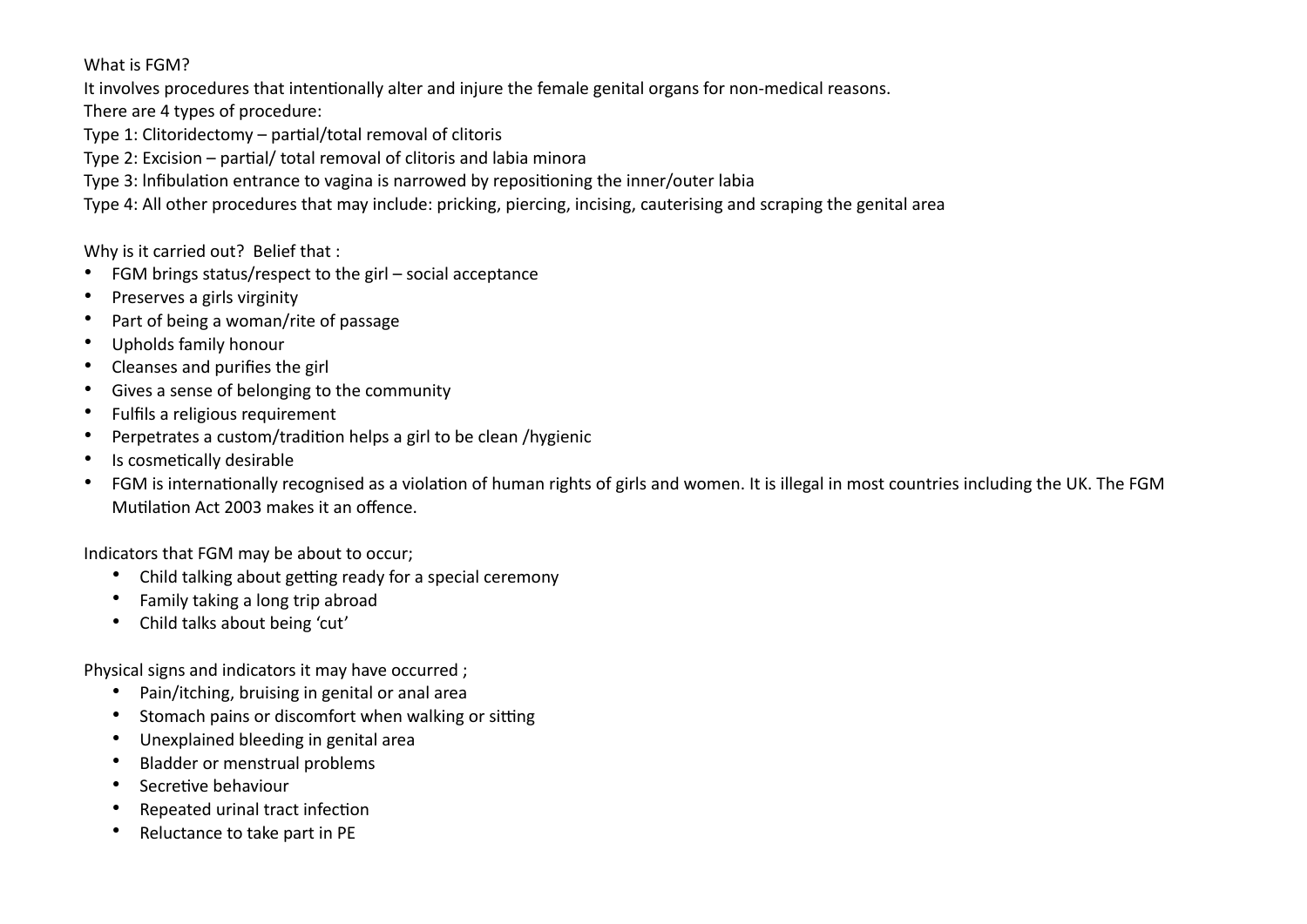What is FGM?

It involves procedures that intentionally alter and injure the female genital organs for non-medical reasons.

There are 4 types of procedure:

Type 1: Clitoridectomy – partial/total removal of clitoris

Type 2: Excision – partial/ total removal of clitoris and labia minora

Type 3: Infibulation entrance to vagina is narrowed by repositioning the inner/outer labia

Type 4: All other procedures that may include: pricking, piercing, incising, cauterising and scraping the genital area

Why is it carried out? Belief that :

- FGM brings status/respect to the girl – social acceptance
- Preserves a girls virginity
- Part of being a woman/rite of passage
- Upholds family honour
- Cleanses and purifies the girl
- Gives a sense of belonging to the community
- Fulfils a religious requirement
- Perpetrates a custom/tradition helps a girl to be clean /hygienic
- Is cosmetically desirable
- FGM is internationally recognised as a violation of human rights of girls and women. It is illegal in most countries including the UK. The FGM Mutilation Act 2003 makes it an offence.

Indicators that FGM may be about to occur;

- Child talking about getting ready for a special ceremony
- Family taking a long trip abroad
- Child talks about being 'cut'

Physical signs and indicators it may have occurred ;

- Pain/itching, bruising in genital or anal area
- Stomach pains or discomfort when walking or sitting
- Unexplained bleeding in genital area
- Bladder or menstrual problems
- Secretive behaviour
- Repeated urinal tract infection
- Reluctance to take part in PE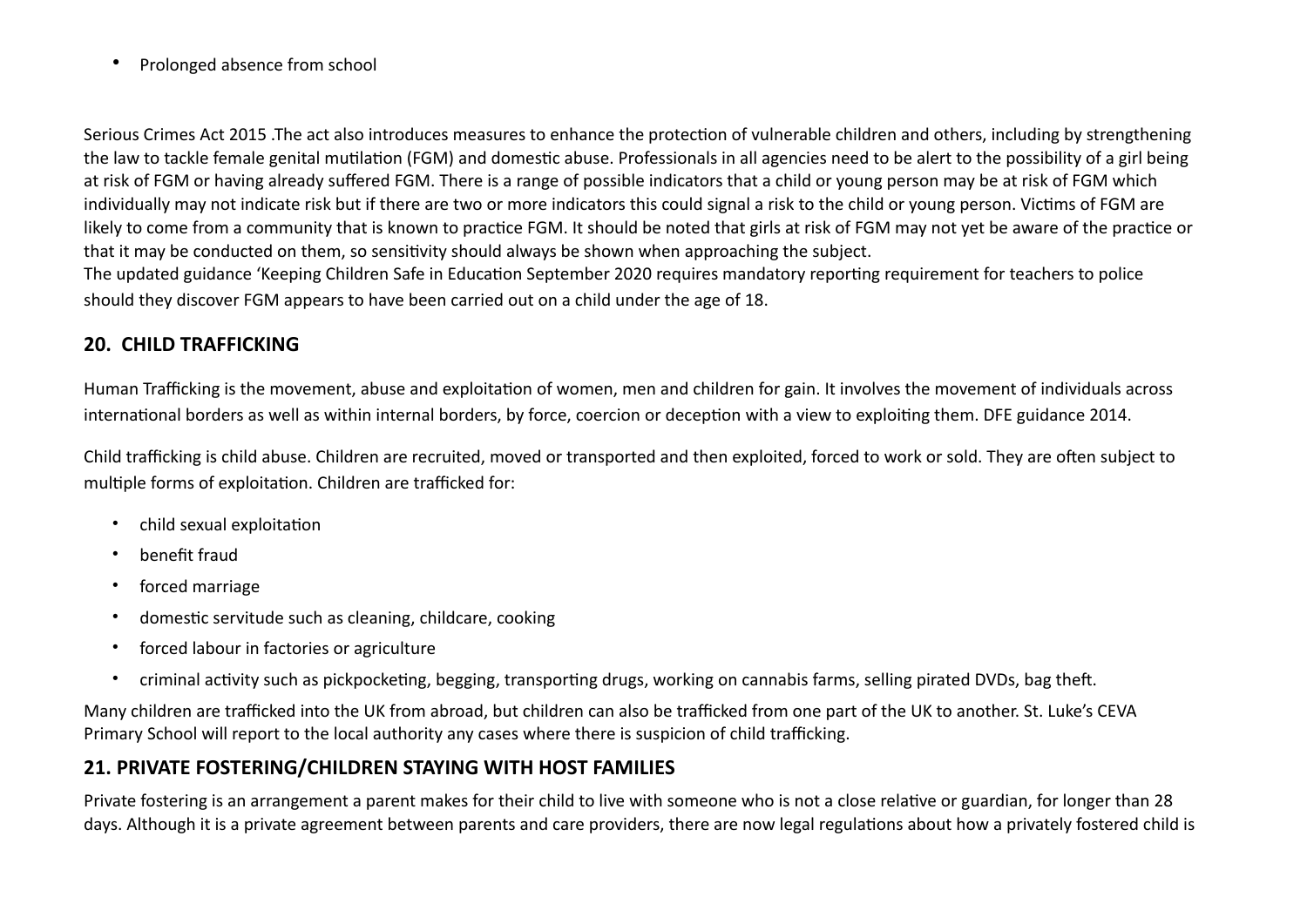- Prolonged absence from school

Serious Crimes Act 2015 .The act also introduces measures to enhance the protection of vulnerable children and others, including by strengthening the law to tackle female genital mutilation (FGM) and domestic abuse. Professionals in all agencies need to be alert to the possibility of a girl being at risk of FGM or having already suffered FGM. There is a range of possible indicators that a child or young person may be at risk of FGM which individually may not indicate risk but if there are two or more indicators this could signal a risk to the child or young person. Victims of FGM are likely to come from a community that is known to practice FGM. It should be noted that girls at risk of FGM may not yet be aware of the practice or that it may be conducted on them, so sensitivity should always be shown when approaching the subject.
The updated guidance 'Keeping Children Safe in Education September 2020 requires mandatory reporting requirement for teachers to police should they discover FGM appears to have been carried out on a child under the age of 18.

## 20. CHILD TRAFFICKING

Human Trafficking is the movement, abuse and exploitation of women, men and children for gain. It involves the movement of individuals across international borders as well as within internal borders, by force, coercion or deception with a view to exploiting them. DFE guidance 2014.

Child trafficking is child abuse. Children are recruited, moved or transported and then exploited, forced to work or sold. They are often subject to multiple forms of exploitation. Children are trafficked for:

- child sexual exploitation
- benefit fraud
- forced marriage
- domestic servitude such as cleaning, childcare, cooking
- forced labour in factories or agriculture
- criminal activity such as pickpocketing, begging, transporting drugs, working on cannabis farms, selling pirated DVDs, bag theft.

Many children are trafficked into the UK from abroad, but children can also be trafficked from one part of the UK to another. St. Luke's CEVA Primary School will report to the local authority any cases where there is suspicion of child trafficking.

## 21. PRIVATE FOSTERING/CHILDREN STAYING WITH HOST FAMILIES

Private fostering is an arrangement a parent makes for their child to live with someone who is not a close relative or guardian, for longer than 28 days. Although it is a private agreement between parents and care providers, there are now legal regulations about how a privately fostered child is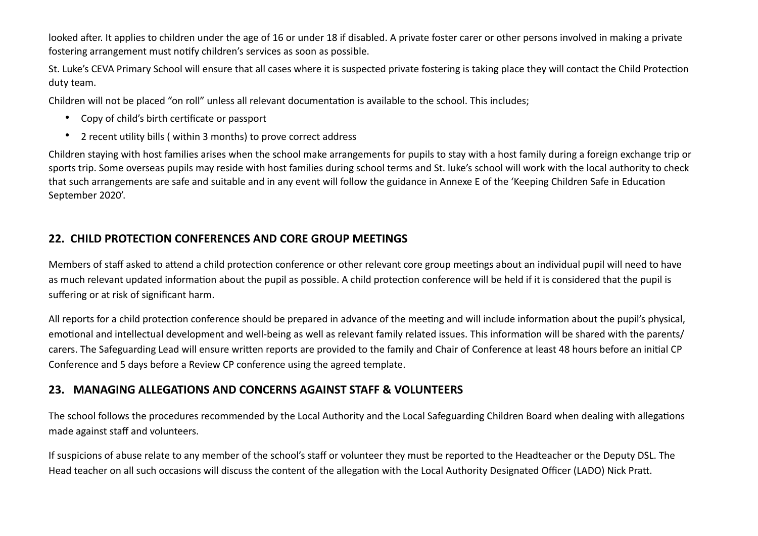looked after. It applies to children under the age of 16 or under 18 if disabled. A private foster carer or other persons involved in making a private fostering arrangement must notify children's services as soon as possible.

St. Luke's CEVA Primary School will ensure that all cases where it is suspected private fostering is taking place they will contact the Child Protection duty team.

Children will not be placed "on roll" unless all relevant documentation is available to the school. This includes;

- Copy of child's birth certificate or passport
- 2 recent utility bills ( within 3 months) to prove correct address

Children staying with host families arises when the school make arrangements for pupils to stay with a host family during a foreign exchange trip or sports trip. Some overseas pupils may reside with host families during school terms and St. luke's school will work with the local authority to check that such arrangements are safe and suitable and in any event will follow the guidance in Annexe E of the 'Keeping Children Safe in Education September 2020'.

## 22. CHILD PROTECTION CONFERENCES AND CORE GROUP MEETINGS

Members of staff asked to attend a child protection conference or other relevant core group meetings about an individual pupil will need to have as much relevant updated information about the pupil as possible. A child protection conference will be held if it is considered that the pupil is suffering or at risk of significant harm.

All reports for a child protection conference should be prepared in advance of the meeting and will include information about the pupil's physical, emotional and intellectual development and well-being as well as relevant family related issues. This information will be shared with the parents/ carers. The Safeguarding Lead will ensure written reports are provided to the family and Chair of Conference at least 48 hours before an initial CP Conference and 5 days before a Review CP conference using the agreed template.

## 23. MANAGING ALLEGATIONS AND CONCERNS AGAINST STAFF & VOLUNTEERS

The school follows the procedures recommended by the Local Authority and the Local Safeguarding Children Board when dealing with allegations made against staff and volunteers.

If suspicions of abuse relate to any member of the school's staff or volunteer they must be reported to the Headteacher or the Deputy DSL. The Head teacher on all such occasions will discuss the content of the allegation with the Local Authority Designated Officer (LADO) Nick Pratt.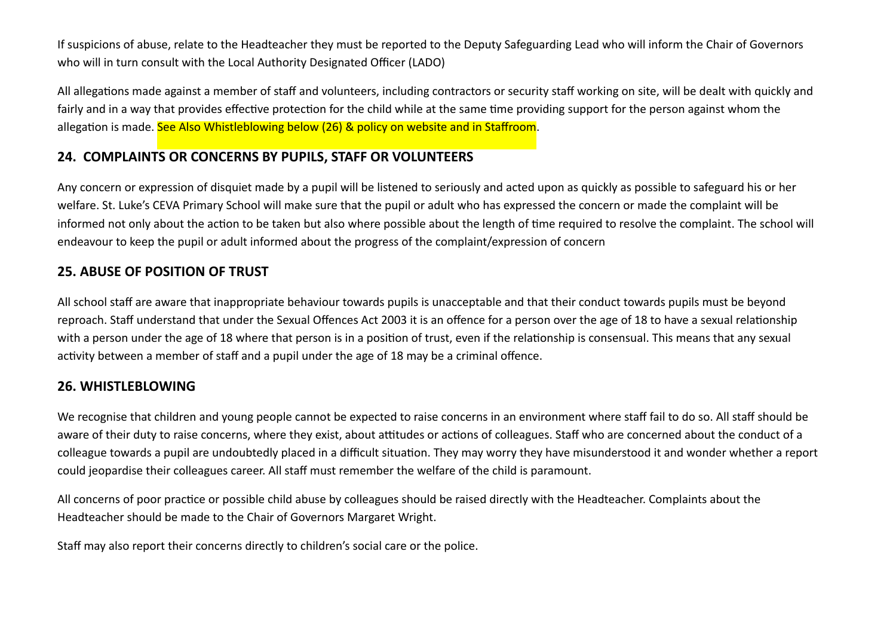If suspicions of abuse, relate to the Headteacher they must be reported to the Deputy Safeguarding Lead who will inform the Chair of Governors who will in turn consult with the Local Authority Designated Officer (LADO)

All allegations made against a member of staff and volunteers, including contractors or security staff working on site, will be dealt with quickly and fairly and in a way that provides effective protection for the child while at the same time providing support for the person against whom the allegation is made. See Also Whistleblowing below (26) & policy on website and in Staffroom.

## 24. COMPLAINTS OR CONCERNS BY PUPILS, STAFF OR VOLUNTEERS

Any concern or expression of disquiet made by a pupil will be listened to seriously and acted upon as quickly as possible to safeguard his or her welfare. St. Luke's CEVA Primary School will make sure that the pupil or adult who has expressed the concern or made the complaint will be informed not only about the action to be taken but also where possible about the length of time required to resolve the complaint. The school will endeavour to keep the pupil or adult informed about the progress of the complaint/expression of concern

## 25. ABUSE OF POSITION OF TRUST

All school staff are aware that inappropriate behaviour towards pupils is unacceptable and that their conduct towards pupils must be beyond reproach. Staff understand that under the Sexual Offences Act 2003 it is an offence for a person over the age of 18 to have a sexual relationship with a person under the age of 18 where that person is in a position of trust, even if the relationship is consensual. This means that any sexual activity between a member of staff and a pupil under the age of 18 may be a criminal offence.

## 26. WHISTLEBLOWING

We recognise that children and young people cannot be expected to raise concerns in an environment where staff fail to do so. All staff should be aware of their duty to raise concerns, where they exist, about attitudes or actions of colleagues. Staff who are concerned about the conduct of a colleague towards a pupil are undoubtedly placed in a difficult situation. They may worry they have misunderstood it and wonder whether a report could jeopardise their colleagues career. All staff must remember the welfare of the child is paramount.

All concerns of poor practice or possible child abuse by colleagues should be raised directly with the Headteacher. Complaints about the Headteacher should be made to the Chair of Governors Margaret Wright.

Staff may also report their concerns directly to children's social care or the police.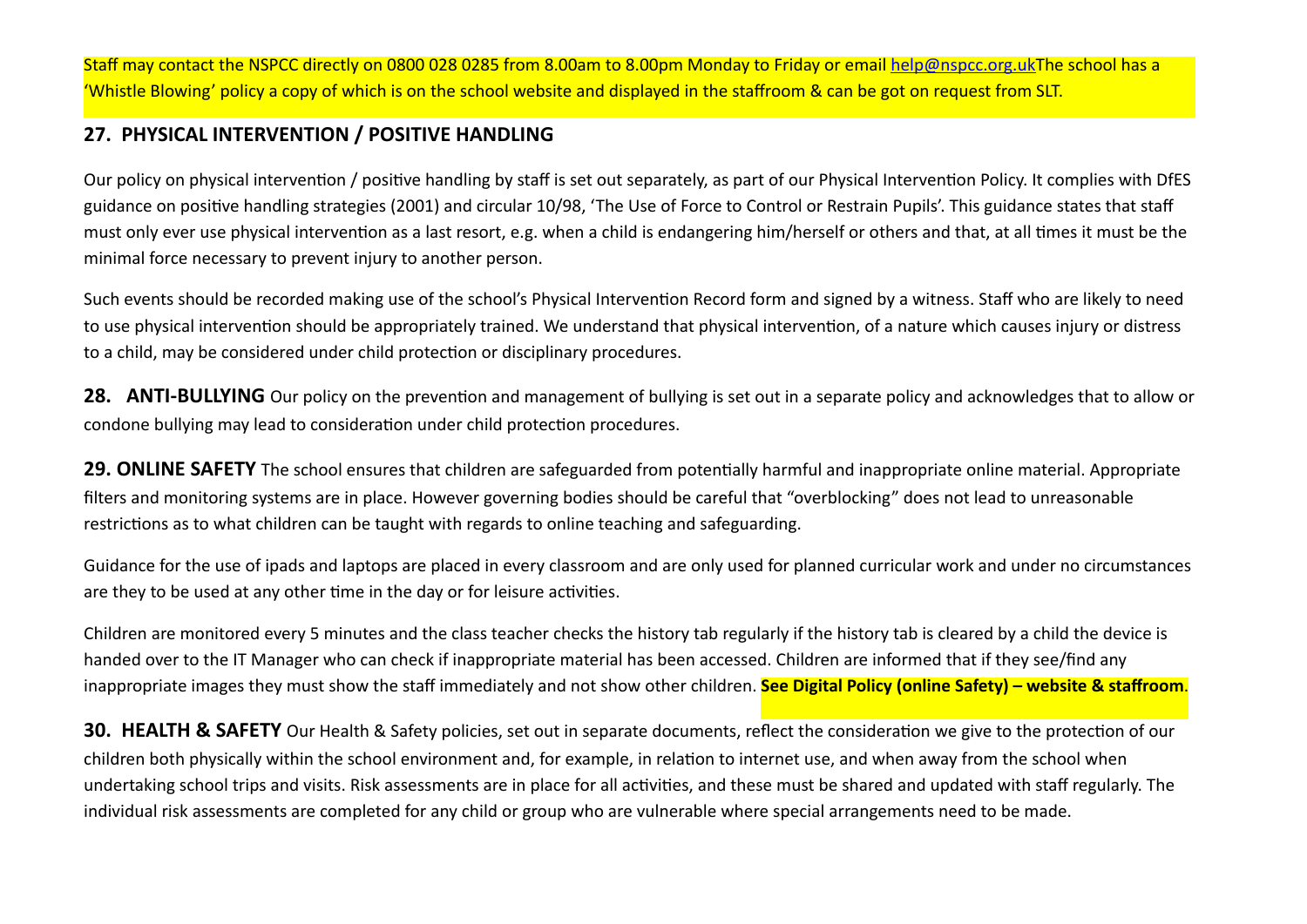Staff may contact the NSPCC directly on 0800 028 0285 from 8.00am to 8.00pm Monday to Friday or email help@nspcc.org.ukThe school has a 'Whistle Blowing' policy a copy of which is on the school website and displayed in the staffroom & can be got on request from SLT.

## 27. PHYSICAL INTERVENTION / POSITIVE HANDLING

Our policy on physical intervention / positive handling by staff is set out separately, as part of our Physical Intervention Policy. It complies with DfES guidance on positive handling strategies (2001) and circular 10/98, 'The Use of Force to Control or Restrain Pupils'. This guidance states that staff must only ever use physical intervention as a last resort, e.g. when a child is endangering him/herself or others and that, at all times it must be the minimal force necessary to prevent injury to another person.

Such events should be recorded making use of the school's Physical Intervention Record form and signed by a witness. Staff who are likely to need to use physical intervention should be appropriately trained. We understand that physical intervention, of a nature which causes injury or distress to a child, may be considered under child protection or disciplinary procedures.

**28. ANTI-BULLYING** Our policy on the prevention and management of bullying is set out in a separate policy and acknowledges that to allow or condone bullying may lead to consideration under child protection procedures.

**29. ONLINE SAFETY** The school ensures that children are safeguarded from potentially harmful and inappropriate online material. Appropriate filters and monitoring systems are in place. However governing bodies should be careful that "overblocking" does not lead to unreasonable restrictions as to what children can be taught with regards to online teaching and safeguarding.

Guidance for the use of ipads and laptops are placed in every classroom and are only used for planned curricular work and under no circumstances are they to be used at any other time in the day or for leisure activities.

Children are monitored every 5 minutes and the class teacher checks the history tab regularly if the history tab is cleared by a child the device is handed over to the IT Manager who can check if inappropriate material has been accessed. Children are informed that if they see/find any inappropriate images they must show the staff immediately and not show other children. **See Digital Policy (online Safety) – website & staffroom**.

**30. HEALTH & SAFETY** Our Health & Safety policies, set out in separate documents, reflect the consideration we give to the protection of our children both physically within the school environment and, for example, in relation to internet use, and when away from the school when undertaking school trips and visits. Risk assessments are in place for all activities, and these must be shared and updated with staff regularly. The individual risk assessments are completed for any child or group who are vulnerable where special arrangements need to be made.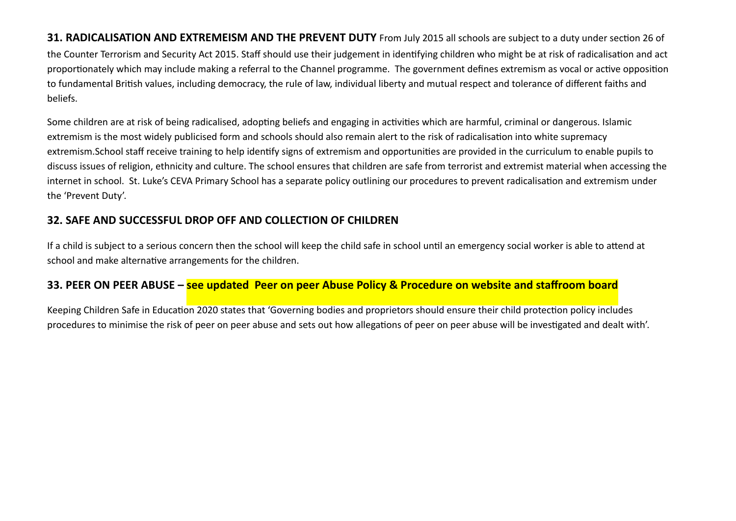**31. RADICALISATION AND EXTREMEISM AND THE PREVENT DUTY** From July 2015 all schools are subject to a duty under section 26 of the Counter Terrorism and Security Act 2015. Staff should use their judgement in identifying children who might be at risk of radicalisation and act proportionately which may include making a referral to the Channel programme. The government defines extremism as vocal or active opposition to fundamental British values, including democracy, the rule of law, individual liberty and mutual respect and tolerance of different faiths and beliefs.

Some children are at risk of being radicalised, adopting beliefs and engaging in activities which are harmful, criminal or dangerous. Islamic extremism is the most widely publicised form and schools should also remain alert to the risk of radicalisation into white supremacy extremism.School staff receive training to help identify signs of extremism and opportunities are provided in the curriculum to enable pupils to discuss issues of religion, ethnicity and culture. The school ensures that children are safe from terrorist and extremist material when accessing the internet in school. St. Luke's CEVA Primary School has a separate policy outlining our procedures to prevent radicalisation and extremism under the 'Prevent Duty'.

## 32. SAFE AND SUCCESSFUL DROP OFF AND COLLECTION OF CHILDREN

If a child is subject to a serious concern then the school will keep the child safe in school until an emergency social worker is able to attend at school and make alternative arrangements for the children.

## 33. PEER ON PEER ABUSE – see updated Peer on peer Abuse Policy & Procedure on website and staffroom board

Keeping Children Safe in Education 2020 states that 'Governing bodies and proprietors should ensure their child protection policy includes procedures to minimise the risk of peer on peer abuse and sets out how allegations of peer on peer abuse will be investigated and dealt with'.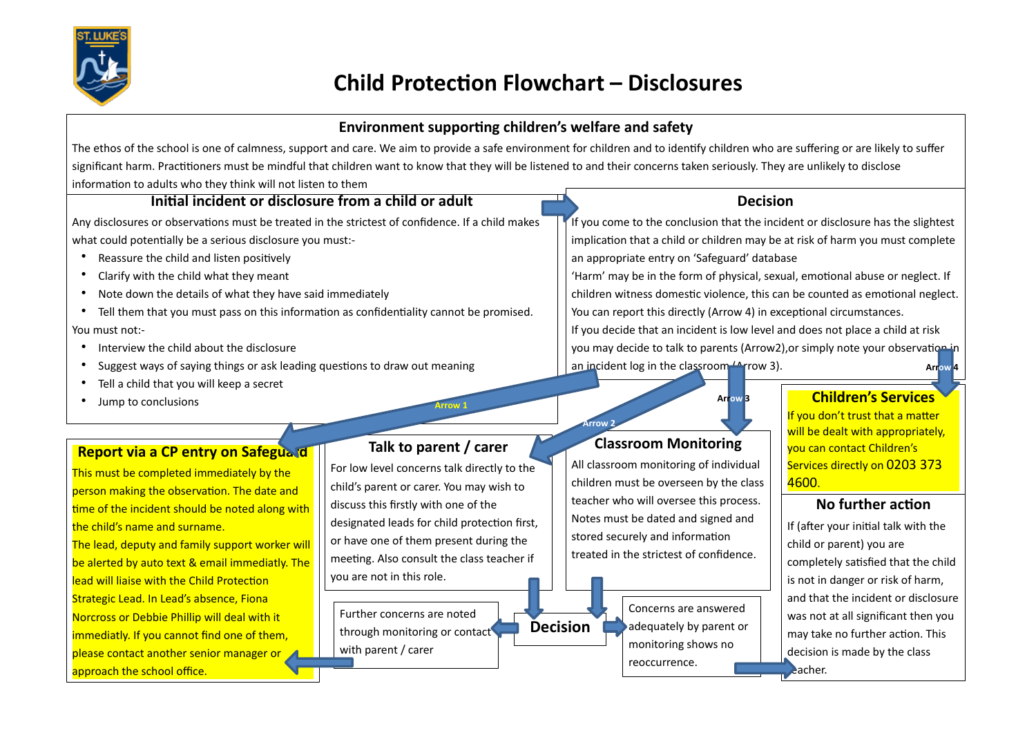# Child Protection Flowchart – Disclosures

## Environment supporting children's welfare and safety

The ethos of the school is one of calmness, support and care. We aim to provide a safe environment for children and to identify children who are suffering or are likely to suffer significant harm. Practitioners must be mindful that children want to know that they will be listened to and their concerns taken seriously. They are unlikely to disclose information to adults who they think will not listen to them

### Initial incident or disclosure from a child or adult

Any disclosures or observations must be treated in the strictest of confidence. If a child makes what could potentially be a serious disclosure you must:-

- Reassure the child and listen positively
- Clarify with the child what they meant
- Note down the details of what they have said immediately
- Tell them that you must pass on this information as confidentiality cannot be promised.

You must not:-

- Interview the child about the disclosure
- Suggest ways of saying things or ask leading questions to draw out meaning
- Tell a child that you will keep a secret
- Jump to conclusions

### Decision

If you come to the conclusion that the incident or disclosure has the slightest implication that a child or children may be at risk of harm you must complete an appropriate entry on 'Safeguard' database

'Harm' may be in the form of physical, sexual, emotional abuse or neglect. If children witness domestic violence, this can be counted as emotional neglect.

You can report this directly (Arrow 4) in exceptional circumstances.

If you decide that an incident is low level and does not place a child at risk you may decide to talk to parents (Arrow2),or simply note your observation in an incident log in the classroom (Arrow 3).

Arrow 1 · Arrow 2 · Arrow 3 · Arrow 4

### Report via a CP entry on Safeguard

This must be completed immediately by the person making the observation. The date and time of the incident should be noted along with the child's name and surname.

The lead, deputy and family support worker will be alerted by auto text & email immediatly. The lead will liaise with the Child Protection Strategic Lead. In Lead's absence, Fiona Norcross or Debbie Phillip will deal with it immediatly. If you cannot find one of them, please contact another senior manager or approach the school office.

### Talk to parent / carer

For low level concerns talk directly to the child's parent or carer. You may wish to discuss this firstly with one of the designated leads for child protection first, or have one of them present during the meeting. Also consult the class teacher if you are not in this role.

### Classroom Monitoring

All classroom monitoring of individual children must be overseen by the class teacher who will oversee this process. Notes must be dated and signed and stored securely and information treated in the strictest of confidence.

### Children's Services

If you don't trust that a matter will be dealt with appropriately, you can contact Children's Services directly on 0203 373 4600.

### Decision

Further concerns are noted through monitoring or contact with parent / carer

Concerns are answered adequately by parent or monitoring shows no reoccurrence.

### No further action

If (after your initial talk with the child or parent) you are completely satisfied that the child is not in danger or risk of harm, and that the incident or disclosure was not at all significant then you may take no further action. This decision is made by the class teacher.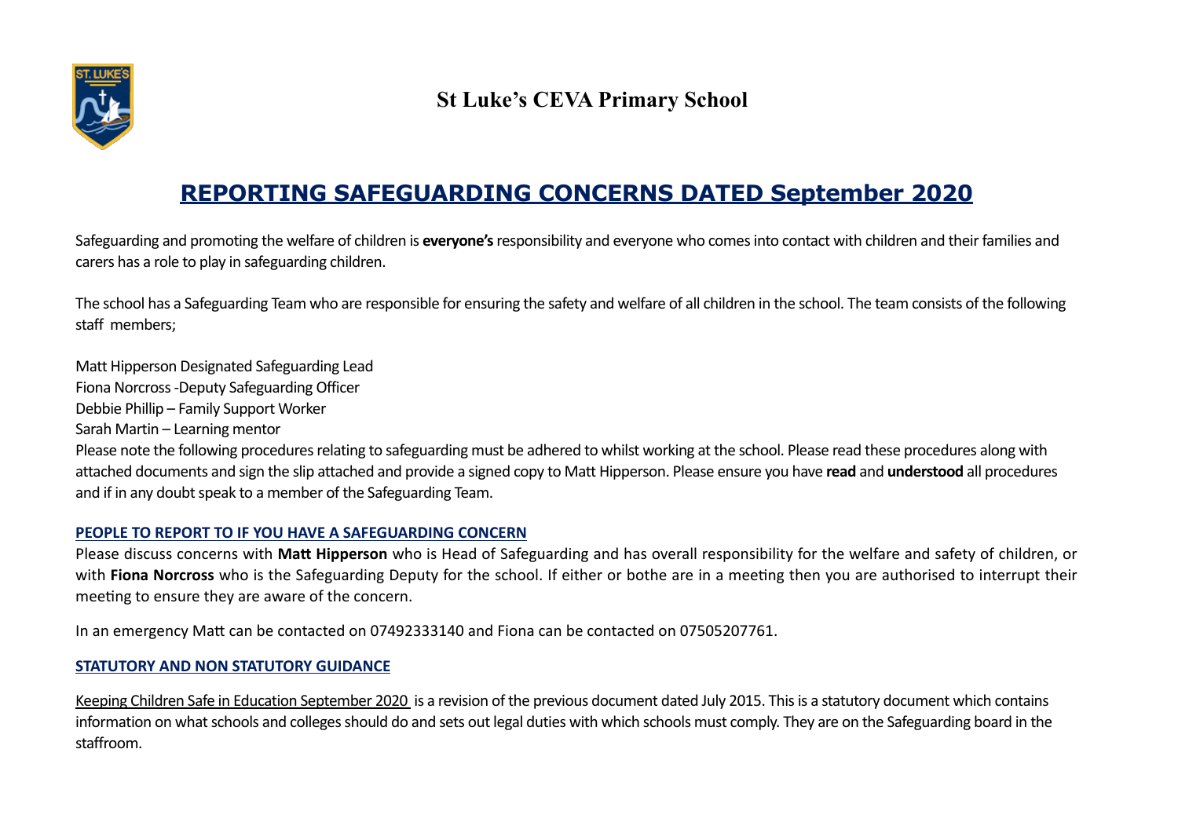# St Luke's CEVA Primary School

## REPORTING SAFEGUARDING CONCERNS DATED September 2020

Safeguarding and promoting the welfare of children is **everyone's** responsibility and everyone who comes into contact with children and their families and carers has a role to play in safeguarding children.

The school has a Safeguarding Team who are responsible for ensuring the safety and welfare of all children in the school. The team consists of the following staff members;

Matt Hipperson Designated Safeguarding Lead
Fiona Norcross -Deputy Safeguarding Officer
Debbie Phillip – Family Support Worker
Sarah Martin – Learning mentor
Please note the following procedures relating to safeguarding must be adhered to whilst working at the school. Please read these procedures along with attached documents and sign the slip attached and provide a signed copy to Matt Hipperson. Please ensure you have **read** and **understood** all procedures and if in any doubt speak to a member of the Safeguarding Team.

### PEOPLE TO REPORT TO IF YOU HAVE A SAFEGUARDING CONCERN

Please discuss concerns with **Matt Hipperson** who is Head of Safeguarding and has overall responsibility for the welfare and safety of children, or with **Fiona Norcross** who is the Safeguarding Deputy for the school. If either or bothe are in a meeting then you are authorised to interrupt their meeting to ensure they are aware of the concern.

In an emergency Matt can be contacted on 07492333140 and Fiona can be contacted on 07505207761.

### STATUTORY AND NON STATUTORY GUIDANCE

Keeping Children Safe in Education September 2020 is a revision of the previous document dated July 2015. This is a statutory document which contains information on what schools and colleges should do and sets out legal duties with which schools must comply. They are on the Safeguarding board in the staffroom.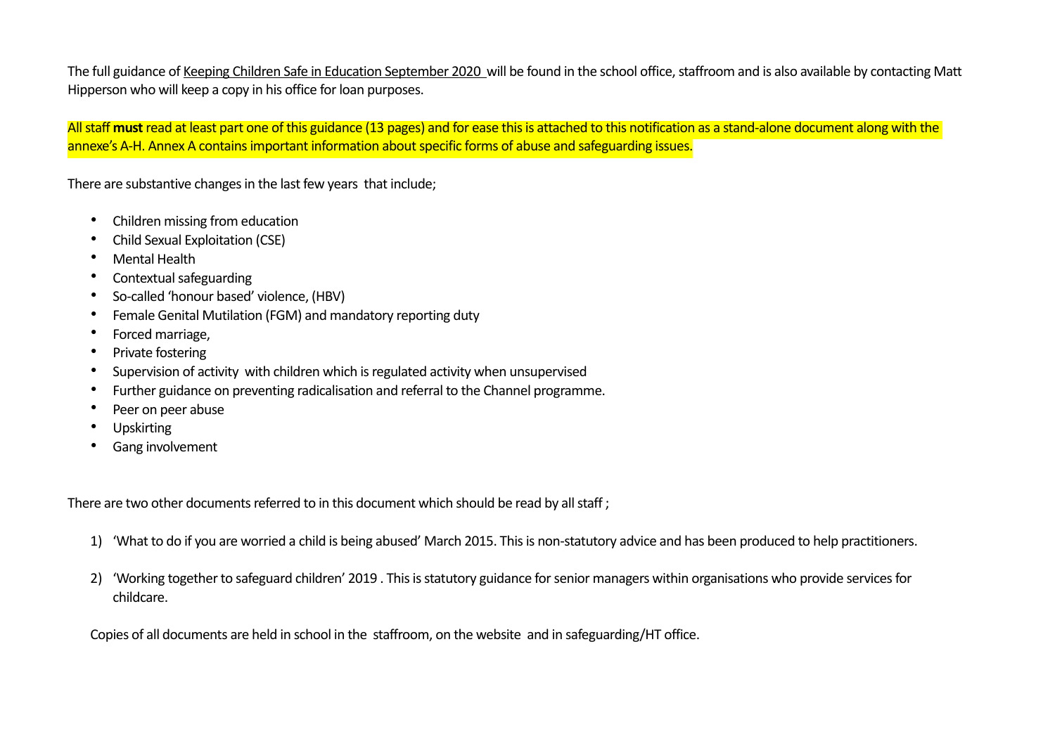The full guidance of Keeping Children Safe in Education September 2020 will be found in the school office, staffroom and is also available by contacting Matt Hipperson who will keep a copy in his office for loan purposes.

All staff **must** read at least part one of this guidance (13 pages) and for ease this is attached to this notification as a stand-alone document along with the annexe's A-H. Annex A contains important information about specific forms of abuse and safeguarding issues.

There are substantive changes in the last few years that include;

- Children missing from education
- Child Sexual Exploitation (CSE)
- Mental Health
- Contextual safeguarding
- So-called 'honour based' violence, (HBV)
- Female Genital Mutilation (FGM) and mandatory reporting duty
- Forced marriage,
- Private fostering
- Supervision of activity with children which is regulated activity when unsupervised
- Further guidance on preventing radicalisation and referral to the Channel programme.
- Peer on peer abuse
- Upskirting
- Gang involvement

There are two other documents referred to in this document which should be read by all staff ;

1) 'What to do if you are worried a child is being abused' March 2015. This is non-statutory advice and has been produced to help practitioners.

2) 'Working together to safeguard children' 2019 . This is statutory guidance for senior managers within organisations who provide services for childcare.

Copies of all documents are held in school in the staffroom, on the website and in safeguarding/HT office.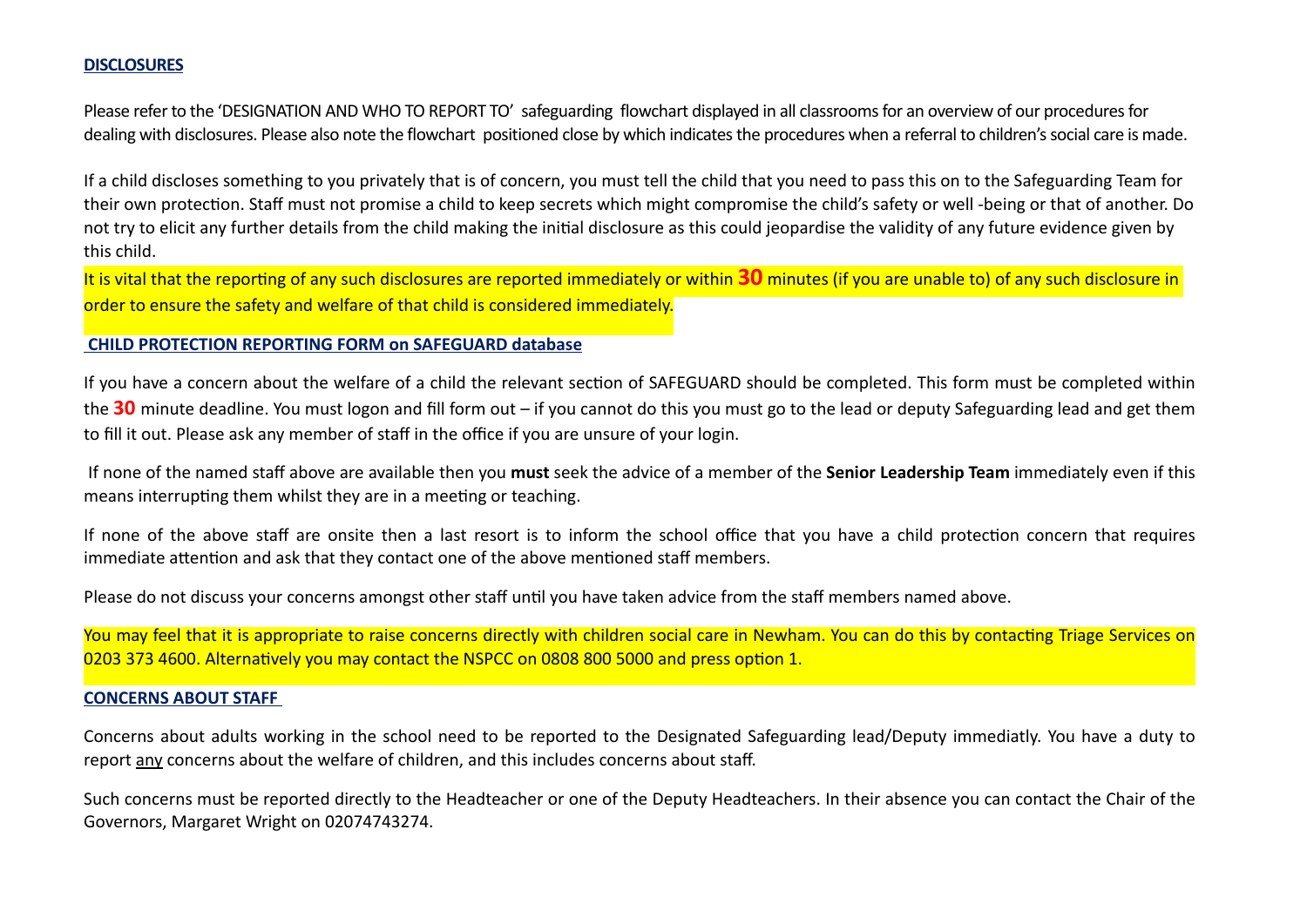**DISCLOSURES**

Please refer to the 'DESIGNATION AND WHO TO REPORT TO' safeguarding flowchart displayed in all classrooms for an overview of our procedures for dealing with disclosures. Please also note the flowchart positioned close by which indicates the procedures when a referral to children's social care is made.

If a child discloses something to you privately that is of concern, you must tell the child that you need to pass this on to the Safeguarding Team for their own protection. Staff must not promise a child to keep secrets which might compromise the child's safety or well -being or that of another. Do not try to elicit any further details from the child making the initial disclosure as this could jeopardise the validity of any future evidence given by this child.

It is vital that the reporting of any such disclosures are reported immediately or within **30** minutes (if you are unable to) of any such disclosure in order to ensure the safety and welfare of that child is considered immediately.

**CHILD PROTECTION REPORTING FORM on SAFEGUARD database**

If you have a concern about the welfare of a child the relevant section of SAFEGUARD should be completed. This form must be completed within the **30** minute deadline. You must logon and fill form out – if you cannot do this you must go to the lead or deputy Safeguarding lead and get them to fill it out. Please ask any member of staff in the office if you are unsure of your login.

If none of the named staff above are available then you **must** seek the advice of a member of the **Senior Leadership Team** immediately even if this means interrupting them whilst they are in a meeting or teaching.

If none of the above staff are onsite then a last resort is to inform the school office that you have a child protection concern that requires immediate attention and ask that they contact one of the above mentioned staff members.

Please do not discuss your concerns amongst other staff until you have taken advice from the staff members named above.

You may feel that it is appropriate to raise concerns directly with children social care in Newham. You can do this by contacting Triage Services on 0203 373 4600. Alternatively you may contact the NSPCC on 0808 800 5000 and press option 1.

**CONCERNS ABOUT STAFF**

Concerns about adults working in the school need to be reported to the Designated Safeguarding lead/Deputy immediatly. You have a duty to report any concerns about the welfare of children, and this includes concerns about staff.

Such concerns must be reported directly to the Headteacher or one of the Deputy Headteachers. In their absence you can contact the Chair of the Governors, Margaret Wright on 02074743274.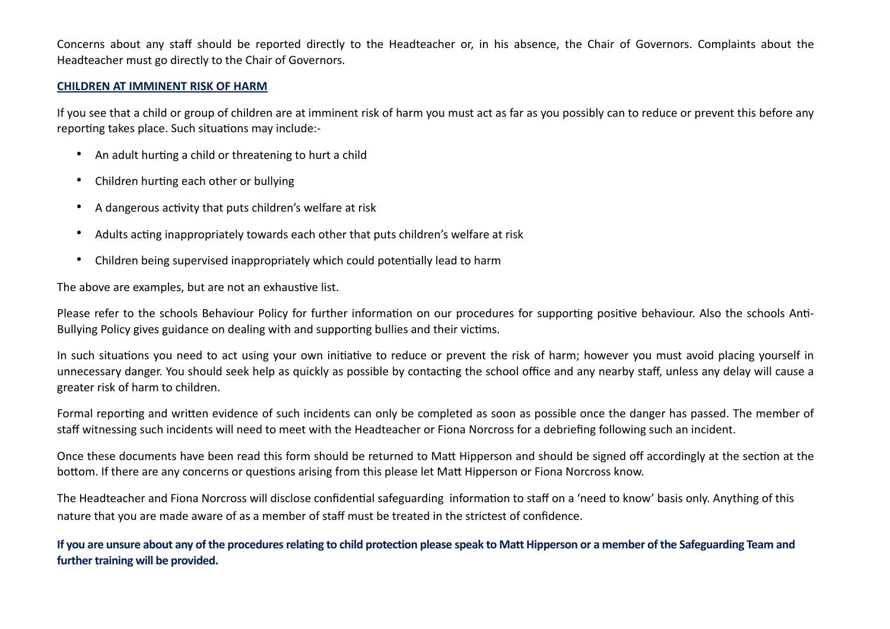Concerns about any staff should be reported directly to the Headteacher or, in his absence, the Chair of Governors. Complaints about the Headteacher must go directly to the Chair of Governors.

## CHILDREN AT IMMINENT RISK OF HARM

If you see that a child or group of children are at imminent risk of harm you must act as far as you possibly can to reduce or prevent this before any reporting takes place. Such situations may include:-

- An adult hurting a child or threatening to hurt a child
- Children hurting each other or bullying
- A dangerous activity that puts children's welfare at risk
- Adults acting inappropriately towards each other that puts children's welfare at risk
- Children being supervised inappropriately which could potentially lead to harm

The above are examples, but are not an exhaustive list.

Please refer to the schools Behaviour Policy for further information on our procedures for supporting positive behaviour. Also the schools Anti-Bullying Policy gives guidance on dealing with and supporting bullies and their victims.

In such situations you need to act using your own initiative to reduce or prevent the risk of harm; however you must avoid placing yourself in unnecessary danger. You should seek help as quickly as possible by contacting the school office and any nearby staff, unless any delay will cause a greater risk of harm to children.

Formal reporting and written evidence of such incidents can only be completed as soon as possible once the danger has passed. The member of staff witnessing such incidents will need to meet with the Headteacher or Fiona Norcross for a debriefing following such an incident.

Once these documents have been read this form should be returned to Matt Hipperson and should be signed off accordingly at the section at the bottom. If there are any concerns or questions arising from this please let Matt Hipperson or Fiona Norcross know.

The Headteacher and Fiona Norcross will disclose confidential safeguarding information to staff on a 'need to know' basis only. Anything of this nature that you are made aware of as a member of staff must be treated in the strictest of confidence.

**If you are unsure about any of the procedures relating to child protection please speak to Matt Hipperson or a member of the Safeguarding Team and further training will be provided.**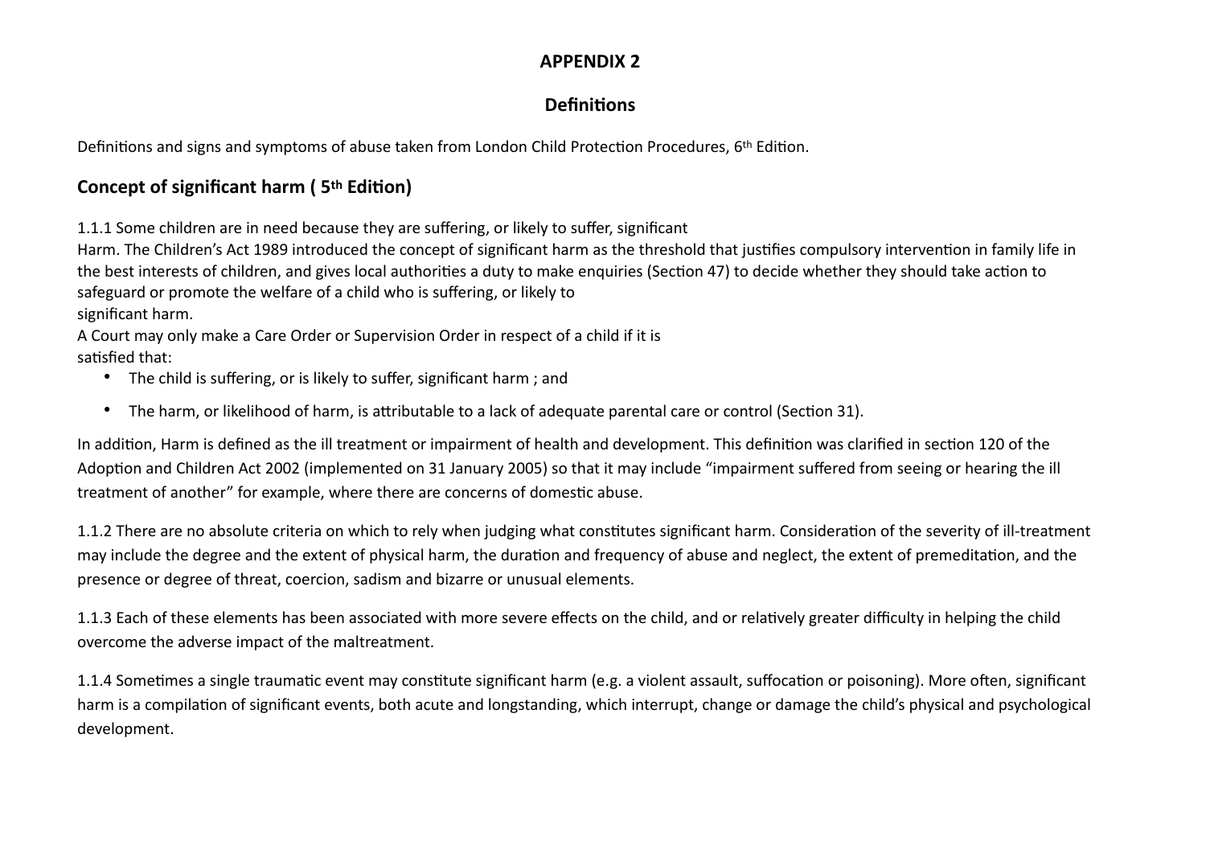# APPENDIX 2

## Definitions

Definitions and signs and symptoms of abuse taken from London Child Protection Procedures, 6th Edition.

### Concept of significant harm ( 5th Edition)

1.1.1 Some children are in need because they are suffering, or likely to suffer, significant
Harm. The Children's Act 1989 introduced the concept of significant harm as the threshold that justifies compulsory intervention in family life in the best interests of children, and gives local authorities a duty to make enquiries (Section 47) to decide whether they should take action to safeguard or promote the welfare of a child who is suffering, or likely to
significant harm.
A Court may only make a Care Order or Supervision Order in respect of a child if it is
satisfied that:

- The child is suffering, or is likely to suffer, significant harm ; and
- The harm, or likelihood of harm, is attributable to a lack of adequate parental care or control (Section 31).

In addition, Harm is defined as the ill treatment or impairment of health and development. This definition was clarified in section 120 of the Adoption and Children Act 2002 (implemented on 31 January 2005) so that it may include "impairment suffered from seeing or hearing the ill treatment of another" for example, where there are concerns of domestic abuse.

1.1.2 There are no absolute criteria on which to rely when judging what constitutes significant harm. Consideration of the severity of ill-treatment may include the degree and the extent of physical harm, the duration and frequency of abuse and neglect, the extent of premeditation, and the presence or degree of threat, coercion, sadism and bizarre or unusual elements.

1.1.3 Each of these elements has been associated with more severe effects on the child, and or relatively greater difficulty in helping the child overcome the adverse impact of the maltreatment.

1.1.4 Sometimes a single traumatic event may constitute significant harm (e.g. a violent assault, suffocation or poisoning). More often, significant harm is a compilation of significant events, both acute and longstanding, which interrupt, change or damage the child's physical and psychological development.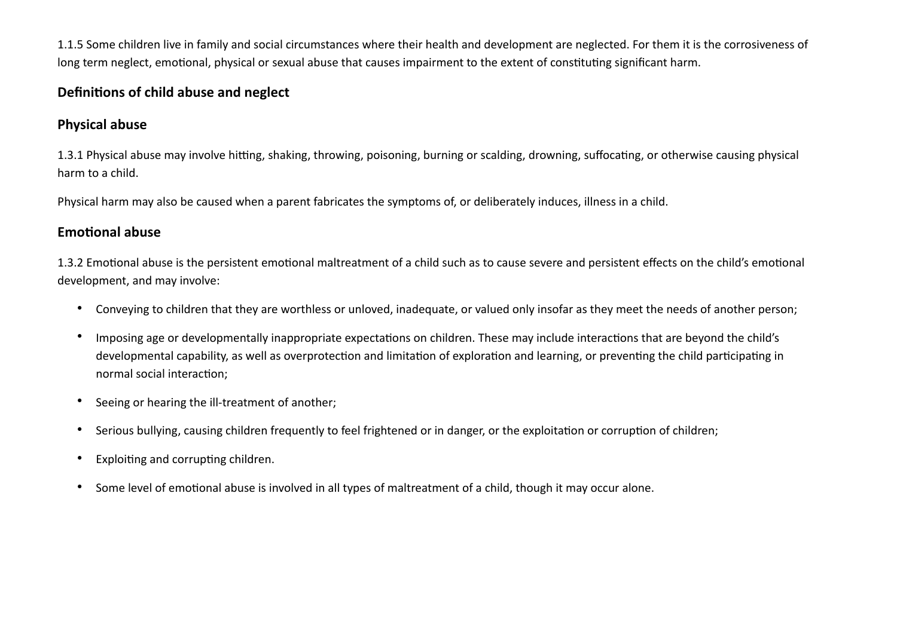1.1.5 Some children live in family and social circumstances where their health and development are neglected. For them it is the corrosiveness of long term neglect, emotional, physical or sexual abuse that causes impairment to the extent of constituting significant harm.

## Definitions of child abuse and neglect

### Physical abuse

1.3.1 Physical abuse may involve hitting, shaking, throwing, poisoning, burning or scalding, drowning, suffocating, or otherwise causing physical harm to a child.

Physical harm may also be caused when a parent fabricates the symptoms of, or deliberately induces, illness in a child.

### Emotional abuse

1.3.2 Emotional abuse is the persistent emotional maltreatment of a child such as to cause severe and persistent effects on the child's emotional development, and may involve:

- Conveying to children that they are worthless or unloved, inadequate, or valued only insofar as they meet the needs of another person;
- Imposing age or developmentally inappropriate expectations on children. These may include interactions that are beyond the child's developmental capability, as well as overprotection and limitation of exploration and learning, or preventing the child participating in normal social interaction;
- Seeing or hearing the ill-treatment of another;
- Serious bullying, causing children frequently to feel frightened or in danger, or the exploitation or corruption of children;
- Exploiting and corrupting children.
- Some level of emotional abuse is involved in all types of maltreatment of a child, though it may occur alone.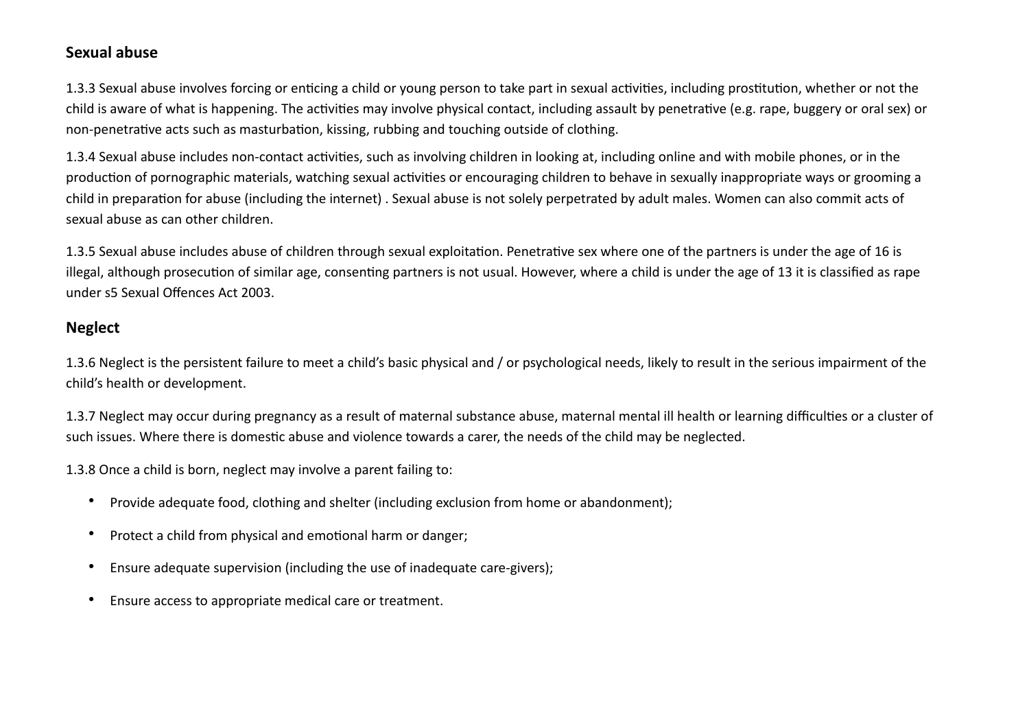## Sexual abuse

1.3.3 Sexual abuse involves forcing or enticing a child or young person to take part in sexual activities, including prostitution, whether or not the child is aware of what is happening. The activities may involve physical contact, including assault by penetrative (e.g. rape, buggery or oral sex) or non-penetrative acts such as masturbation, kissing, rubbing and touching outside of clothing.

1.3.4 Sexual abuse includes non-contact activities, such as involving children in looking at, including online and with mobile phones, or in the production of pornographic materials, watching sexual activities or encouraging children to behave in sexually inappropriate ways or grooming a child in preparation for abuse (including the internet) . Sexual abuse is not solely perpetrated by adult males. Women can also commit acts of sexual abuse as can other children.

1.3.5 Sexual abuse includes abuse of children through sexual exploitation. Penetrative sex where one of the partners is under the age of 16 is illegal, although prosecution of similar age, consenting partners is not usual. However, where a child is under the age of 13 it is classified as rape under s5 Sexual Offences Act 2003.

## Neglect

1.3.6 Neglect is the persistent failure to meet a child's basic physical and / or psychological needs, likely to result in the serious impairment of the child's health or development.

1.3.7 Neglect may occur during pregnancy as a result of maternal substance abuse, maternal mental ill health or learning difficulties or a cluster of such issues. Where there is domestic abuse and violence towards a carer, the needs of the child may be neglected.

1.3.8 Once a child is born, neglect may involve a parent failing to:

- Provide adequate food, clothing and shelter (including exclusion from home or abandonment);
- Protect a child from physical and emotional harm or danger;
- Ensure adequate supervision (including the use of inadequate care-givers);
- Ensure access to appropriate medical care or treatment.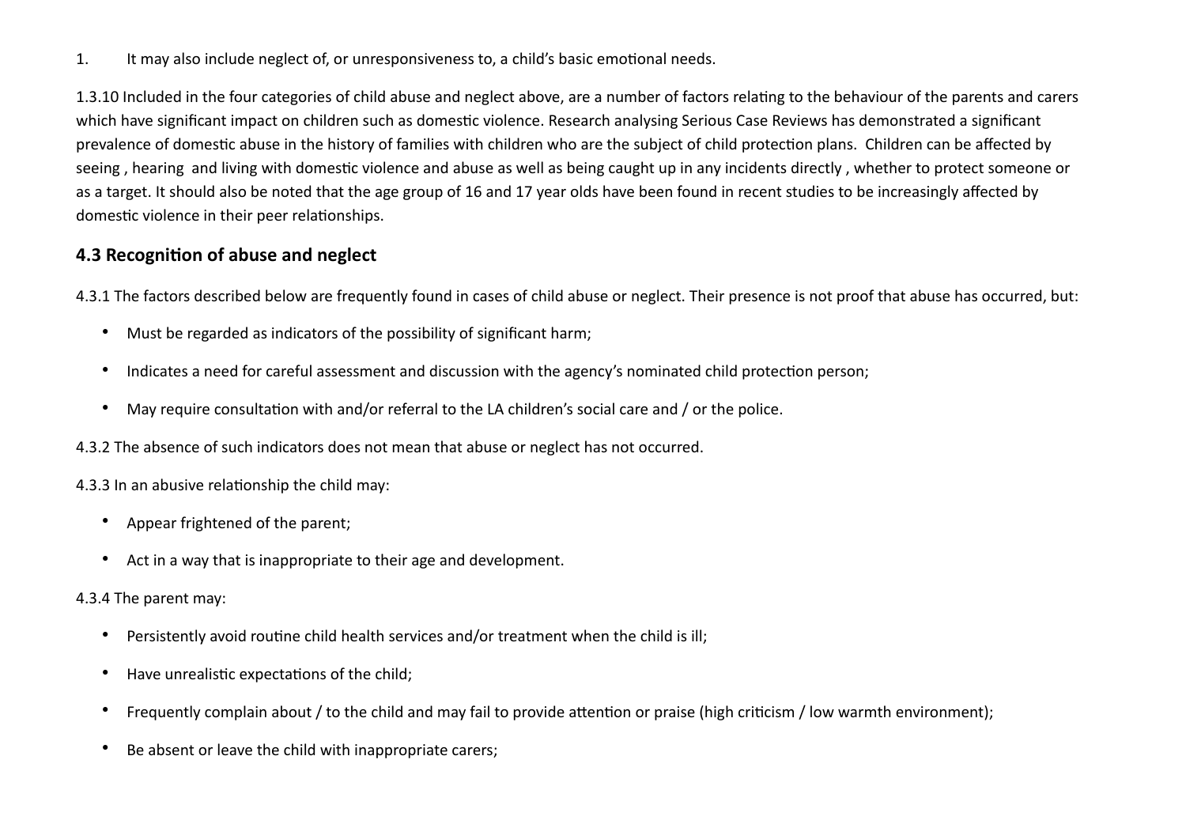1. It may also include neglect of, or unresponsiveness to, a child's basic emotional needs.

1.3.10 Included in the four categories of child abuse and neglect above, are a number of factors relating to the behaviour of the parents and carers which have significant impact on children such as domestic violence. Research analysing Serious Case Reviews has demonstrated a significant prevalence of domestic abuse in the history of families with children who are the subject of child protection plans. Children can be affected by seeing , hearing and living with domestic violence and abuse as well as being caught up in any incidents directly , whether to protect someone or as a target. It should also be noted that the age group of 16 and 17 year olds have been found in recent studies to be increasingly affected by domestic violence in their peer relationships.

## 4.3 Recognition of abuse and neglect

4.3.1 The factors described below are frequently found in cases of child abuse or neglect. Their presence is not proof that abuse has occurred, but:

- Must be regarded as indicators of the possibility of significant harm;
- Indicates a need for careful assessment and discussion with the agency's nominated child protection person;
- May require consultation with and/or referral to the LA children's social care and / or the police.

4.3.2 The absence of such indicators does not mean that abuse or neglect has not occurred.

4.3.3 In an abusive relationship the child may:

- Appear frightened of the parent;
- Act in a way that is inappropriate to their age and development.

4.3.4 The parent may:

- Persistently avoid routine child health services and/or treatment when the child is ill;
- Have unrealistic expectations of the child;
- Frequently complain about / to the child and may fail to provide attention or praise (high criticism / low warmth environment);
- Be absent or leave the child with inappropriate carers;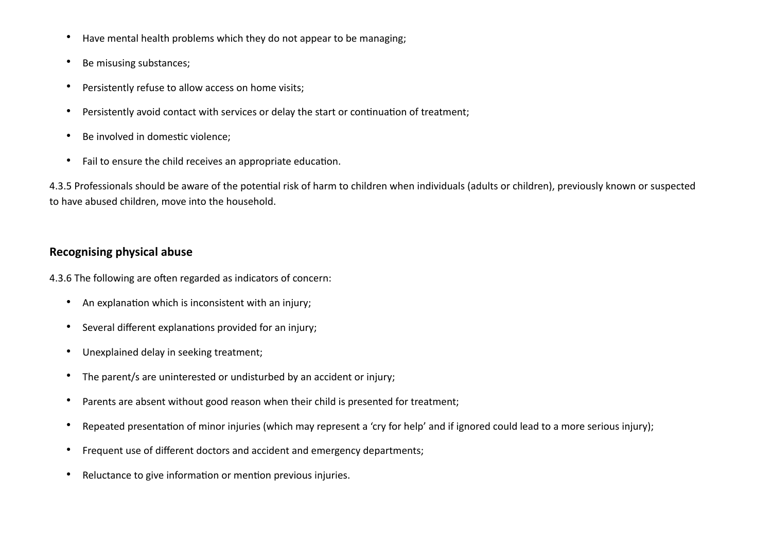- Have mental health problems which they do not appear to be managing;
- Be misusing substances;
- Persistently refuse to allow access on home visits;
- Persistently avoid contact with services or delay the start or continuation of treatment;
- Be involved in domestic violence;
- Fail to ensure the child receives an appropriate education.

4.3.5 Professionals should be aware of the potential risk of harm to children when individuals (adults or children), previously known or suspected to have abused children, move into the household.

## Recognising physical abuse

4.3.6 The following are often regarded as indicators of concern:

- An explanation which is inconsistent with an injury;
- Several different explanations provided for an injury;
- Unexplained delay in seeking treatment;
- The parent/s are uninterested or undisturbed by an accident or injury;
- Parents are absent without good reason when their child is presented for treatment;
- Repeated presentation of minor injuries (which may represent a 'cry for help' and if ignored could lead to a more serious injury);
- Frequent use of different doctors and accident and emergency departments;
- Reluctance to give information or mention previous injuries.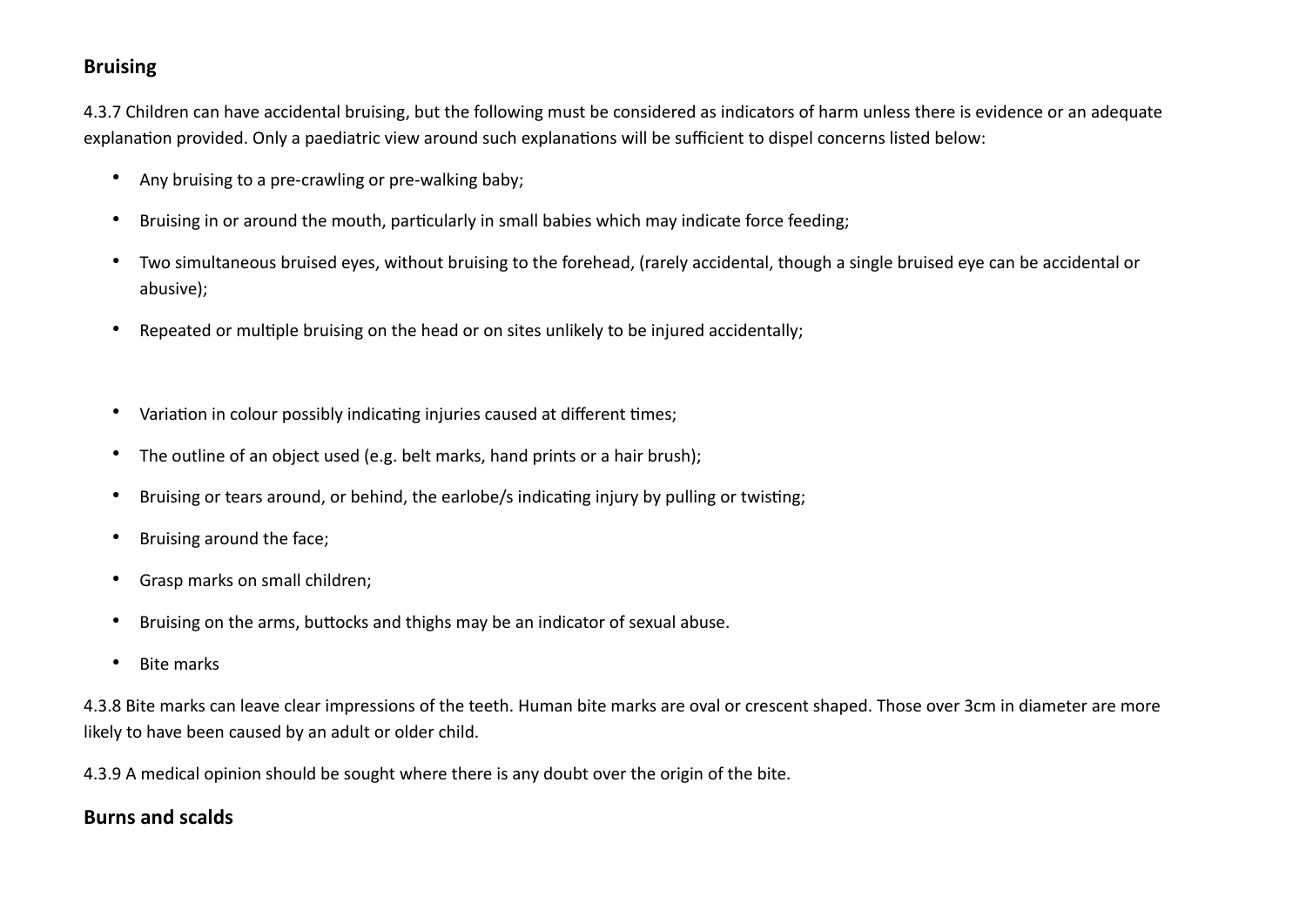## Bruising

4.3.7 Children can have accidental bruising, but the following must be considered as indicators of harm unless there is evidence or an adequate explanation provided. Only a paediatric view around such explanations will be sufficient to dispel concerns listed below:

- Any bruising to a pre-crawling or pre-walking baby;
- Bruising in or around the mouth, particularly in small babies which may indicate force feeding;
- Two simultaneous bruised eyes, without bruising to the forehead, (rarely accidental, though a single bruised eye can be accidental or abusive);
- Repeated or multiple bruising on the head or on sites unlikely to be injured accidentally;
- Variation in colour possibly indicating injuries caused at different times;
- The outline of an object used (e.g. belt marks, hand prints or a hair brush);
- Bruising or tears around, or behind, the earlobe/s indicating injury by pulling or twisting;
- Bruising around the face;
- Grasp marks on small children;
- Bruising on the arms, buttocks and thighs may be an indicator of sexual abuse.
- Bite marks

4.3.8 Bite marks can leave clear impressions of the teeth. Human bite marks are oval or crescent shaped. Those over 3cm in diameter are more likely to have been caused by an adult or older child.

4.3.9 A medical opinion should be sought where there is any doubt over the origin of the bite.

## Burns and scalds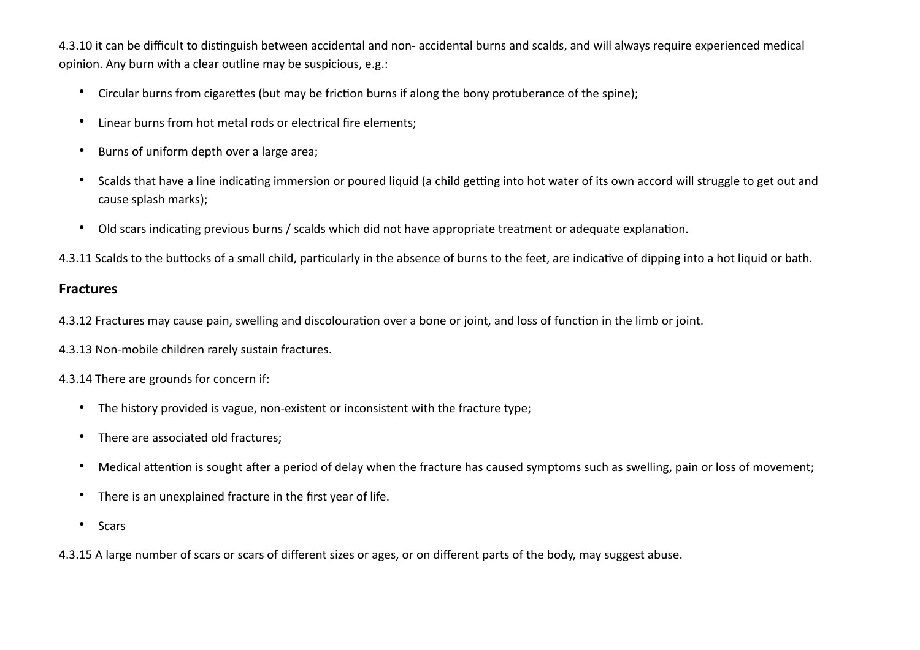4.3.10 it can be difficult to distinguish between accidental and non- accidental burns and scalds, and will always require experienced medical opinion. Any burn with a clear outline may be suspicious, e.g.:

- Circular burns from cigarettes (but may be friction burns if along the bony protuberance of the spine);
- Linear burns from hot metal rods or electrical fire elements;
- Burns of uniform depth over a large area;
- Scalds that have a line indicating immersion or poured liquid (a child getting into hot water of its own accord will struggle to get out and cause splash marks);
- Old scars indicating previous burns / scalds which did not have appropriate treatment or adequate explanation.

4.3.11 Scalds to the buttocks of a small child, particularly in the absence of burns to the feet, are indicative of dipping into a hot liquid or bath.

### Fractures

4.3.12 Fractures may cause pain, swelling and discolouration over a bone or joint, and loss of function in the limb or joint.

4.3.13 Non-mobile children rarely sustain fractures.

4.3.14 There are grounds for concern if:

- The history provided is vague, non-existent or inconsistent with the fracture type;
- There are associated old fractures;
- Medical attention is sought after a period of delay when the fracture has caused symptoms such as swelling, pain or loss of movement;
- There is an unexplained fracture in the first year of life.
- Scars

4.3.15 A large number of scars or scars of different sizes or ages, or on different parts of the body, may suggest abuse.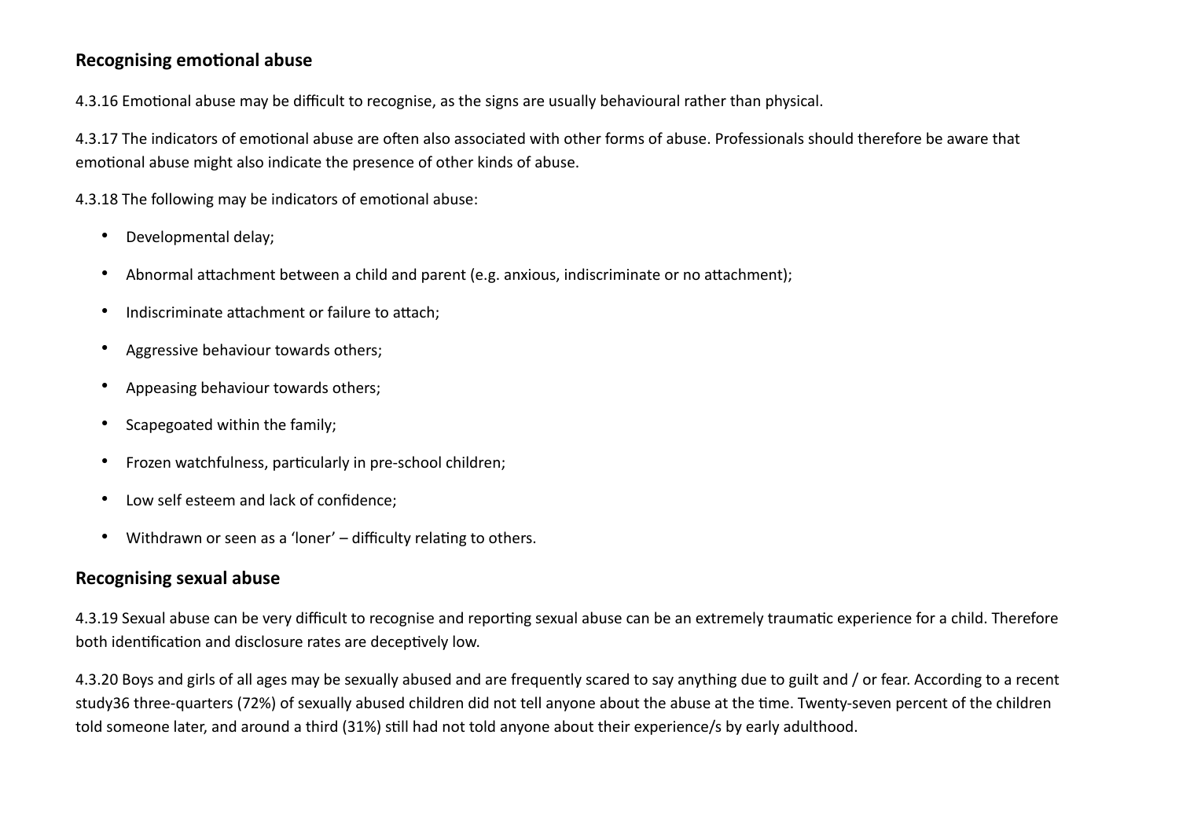## Recognising emotional abuse

4.3.16 Emotional abuse may be difficult to recognise, as the signs are usually behavioural rather than physical.

4.3.17 The indicators of emotional abuse are often also associated with other forms of abuse. Professionals should therefore be aware that emotional abuse might also indicate the presence of other kinds of abuse.

4.3.18 The following may be indicators of emotional abuse:

- Developmental delay;
- Abnormal attachment between a child and parent (e.g. anxious, indiscriminate or no attachment);
- Indiscriminate attachment or failure to attach;
- Aggressive behaviour towards others;
- Appeasing behaviour towards others;
- Scapegoated within the family;
- Frozen watchfulness, particularly in pre-school children;
- Low self esteem and lack of confidence;
- Withdrawn or seen as a 'loner' – difficulty relating to others.

## Recognising sexual abuse

4.3.19 Sexual abuse can be very difficult to recognise and reporting sexual abuse can be an extremely traumatic experience for a child. Therefore both identification and disclosure rates are deceptively low.

4.3.20 Boys and girls of all ages may be sexually abused and are frequently scared to say anything due to guilt and / or fear. According to a recent study[36] three-quarters (72%) of sexually abused children did not tell anyone about the abuse at the time. Twenty-seven percent of the children told someone later, and around a third (31%) still had not told anyone about their experience/s by early adulthood.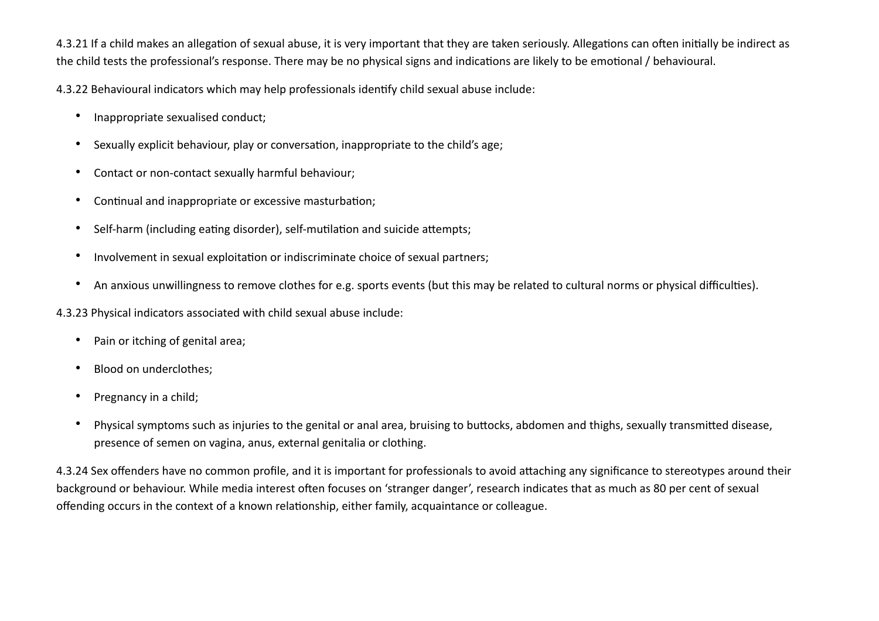4.3.21 If a child makes an allegation of sexual abuse, it is very important that they are taken seriously. Allegations can often initially be indirect as the child tests the professional's response. There may be no physical signs and indications are likely to be emotional / behavioural.

4.3.22 Behavioural indicators which may help professionals identify child sexual abuse include:

- Inappropriate sexualised conduct;
- Sexually explicit behaviour, play or conversation, inappropriate to the child's age;
- Contact or non-contact sexually harmful behaviour;
- Continual and inappropriate or excessive masturbation;
- Self-harm (including eating disorder), self-mutilation and suicide attempts;
- Involvement in sexual exploitation or indiscriminate choice of sexual partners;
- An anxious unwillingness to remove clothes for e.g. sports events (but this may be related to cultural norms or physical difficulties).

4.3.23 Physical indicators associated with child sexual abuse include:

- Pain or itching of genital area;
- Blood on underclothes;
- Pregnancy in a child;
- Physical symptoms such as injuries to the genital or anal area, bruising to buttocks, abdomen and thighs, sexually transmitted disease, presence of semen on vagina, anus, external genitalia or clothing.

4.3.24 Sex offenders have no common profile, and it is important for professionals to avoid attaching any significance to stereotypes around their background or behaviour. While media interest often focuses on 'stranger danger', research indicates that as much as 80 per cent of sexual offending occurs in the context of a known relationship, either family, acquaintance or colleague.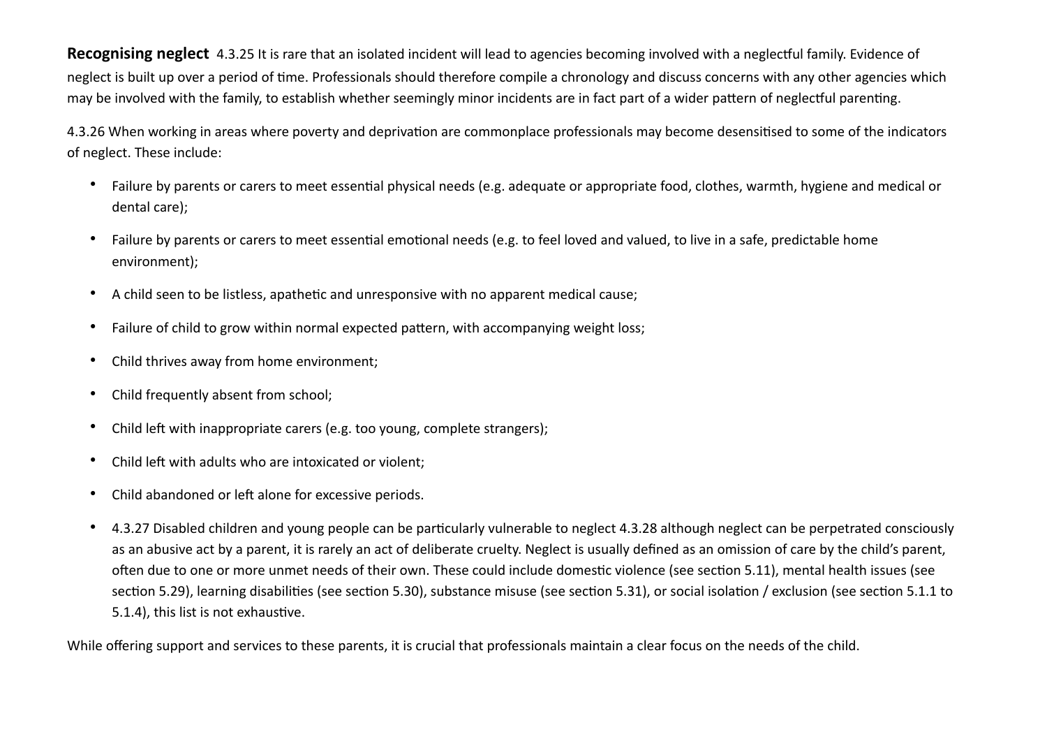**Recognising neglect** 4.3.25 It is rare that an isolated incident will lead to agencies becoming involved with a neglectful family. Evidence of neglect is built up over a period of time. Professionals should therefore compile a chronology and discuss concerns with any other agencies which may be involved with the family, to establish whether seemingly minor incidents are in fact part of a wider pattern of neglectful parenting.

4.3.26 When working in areas where poverty and deprivation are commonplace professionals may become desensitised to some of the indicators of neglect. These include:

- Failure by parents or carers to meet essential physical needs (e.g. adequate or appropriate food, clothes, warmth, hygiene and medical or dental care);
- Failure by parents or carers to meet essential emotional needs (e.g. to feel loved and valued, to live in a safe, predictable home environment);
- A child seen to be listless, apathetic and unresponsive with no apparent medical cause;
- Failure of child to grow within normal expected pattern, with accompanying weight loss;
- Child thrives away from home environment;
- Child frequently absent from school;
- Child left with inappropriate carers (e.g. too young, complete strangers);
- Child left with adults who are intoxicated or violent;
- Child abandoned or left alone for excessive periods.
- 4.3.27 Disabled children and young people can be particularly vulnerable to neglect 4.3.28 although neglect can be perpetrated consciously as an abusive act by a parent, it is rarely an act of deliberate cruelty. Neglect is usually defined as an omission of care by the child's parent, often due to one or more unmet needs of their own. These could include domestic violence (see section 5.11), mental health issues (see section 5.29), learning disabilities (see section 5.30), substance misuse (see section 5.31), or social isolation / exclusion (see section 5.1.1 to 5.1.4), this list is not exhaustive.

While offering support and services to these parents, it is crucial that professionals maintain a clear focus on the needs of the child.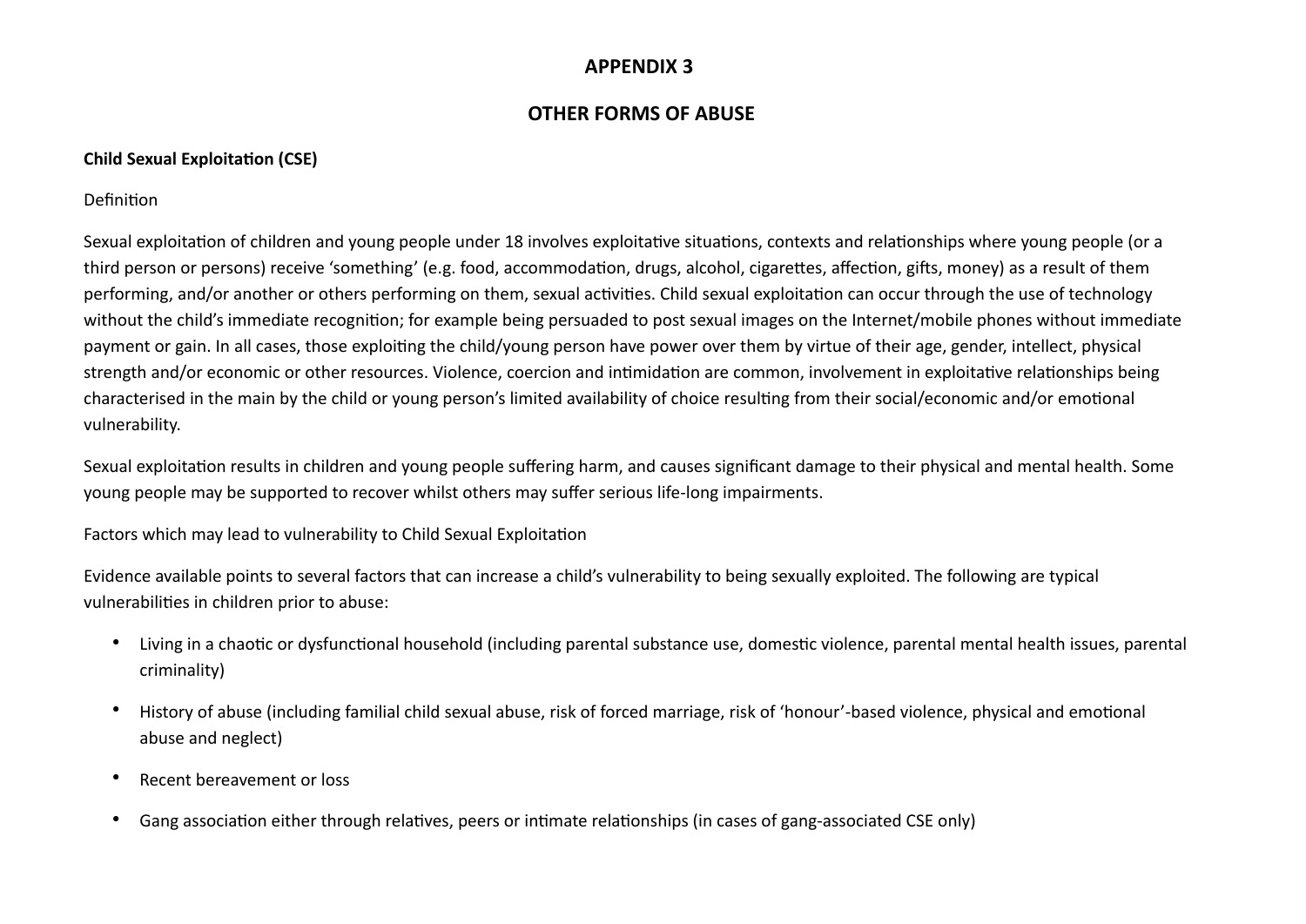## APPENDIX 3

## OTHER FORMS OF ABUSE

**Child Sexual Exploitation (CSE)**

Definition

Sexual exploitation of children and young people under 18 involves exploitative situations, contexts and relationships where young people (or a third person or persons) receive 'something' (e.g. food, accommodation, drugs, alcohol, cigarettes, affection, gifts, money) as a result of them performing, and/or another or others performing on them, sexual activities. Child sexual exploitation can occur through the use of technology without the child's immediate recognition; for example being persuaded to post sexual images on the Internet/mobile phones without immediate payment or gain. In all cases, those exploiting the child/young person have power over them by virtue of their age, gender, intellect, physical strength and/or economic or other resources. Violence, coercion and intimidation are common, involvement in exploitative relationships being characterised in the main by the child or young person's limited availability of choice resulting from their social/economic and/or emotional vulnerability.

Sexual exploitation results in children and young people suffering harm, and causes significant damage to their physical and mental health. Some young people may be supported to recover whilst others may suffer serious life-long impairments.

Factors which may lead to vulnerability to Child Sexual Exploitation

Evidence available points to several factors that can increase a child's vulnerability to being sexually exploited. The following are typical vulnerabilities in children prior to abuse:

- Living in a chaotic or dysfunctional household (including parental substance use, domestic violence, parental mental health issues, parental criminality)
- History of abuse (including familial child sexual abuse, risk of forced marriage, risk of 'honour'-based violence, physical and emotional abuse and neglect)
- Recent bereavement or loss
- Gang association either through relatives, peers or intimate relationships (in cases of gang-associated CSE only)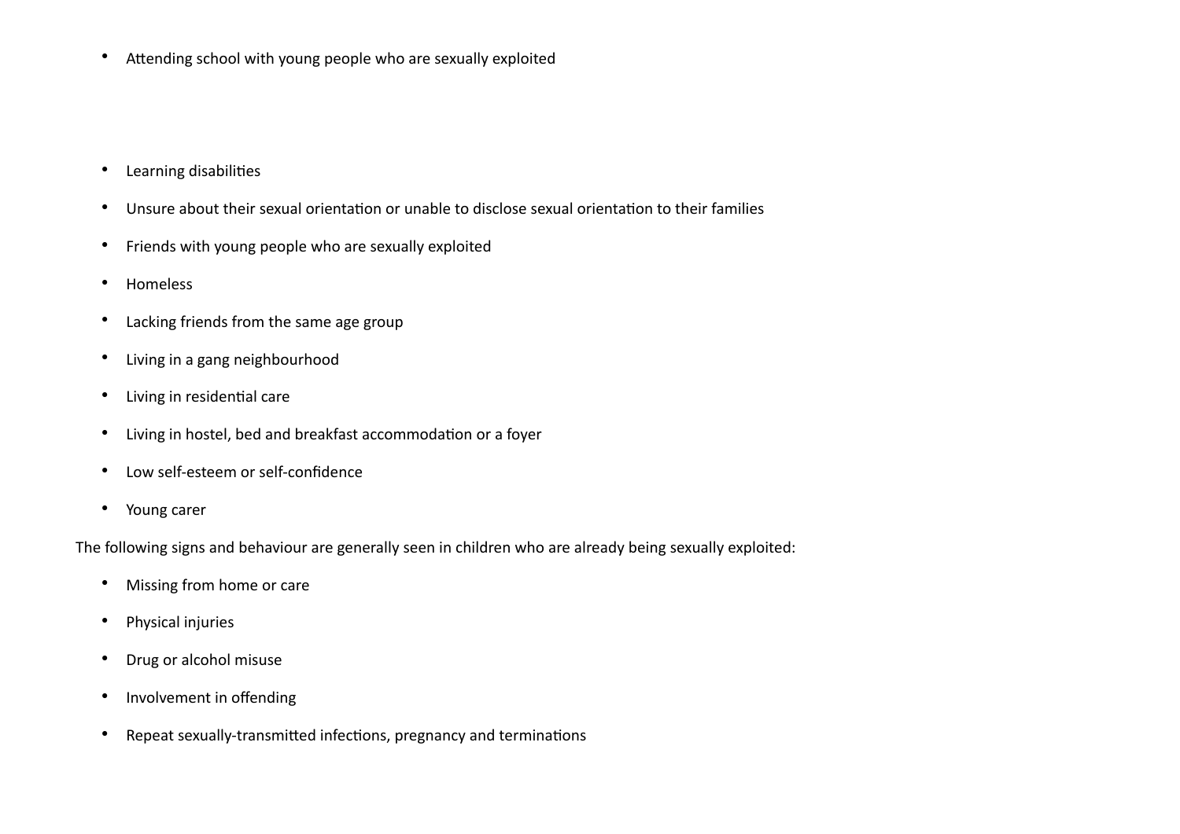- Attending school with young people who are sexually exploited

- Learning disabilities
- Unsure about their sexual orientation or unable to disclose sexual orientation to their families
- Friends with young people who are sexually exploited
- Homeless
- Lacking friends from the same age group
- Living in a gang neighbourhood
- Living in residential care
- Living in hostel, bed and breakfast accommodation or a foyer
- Low self-esteem or self-confidence
- Young carer

The following signs and behaviour are generally seen in children who are already being sexually exploited:

- Missing from home or care
- Physical injuries
- Drug or alcohol misuse
- Involvement in offending
- Repeat sexually-transmitted infections, pregnancy and terminations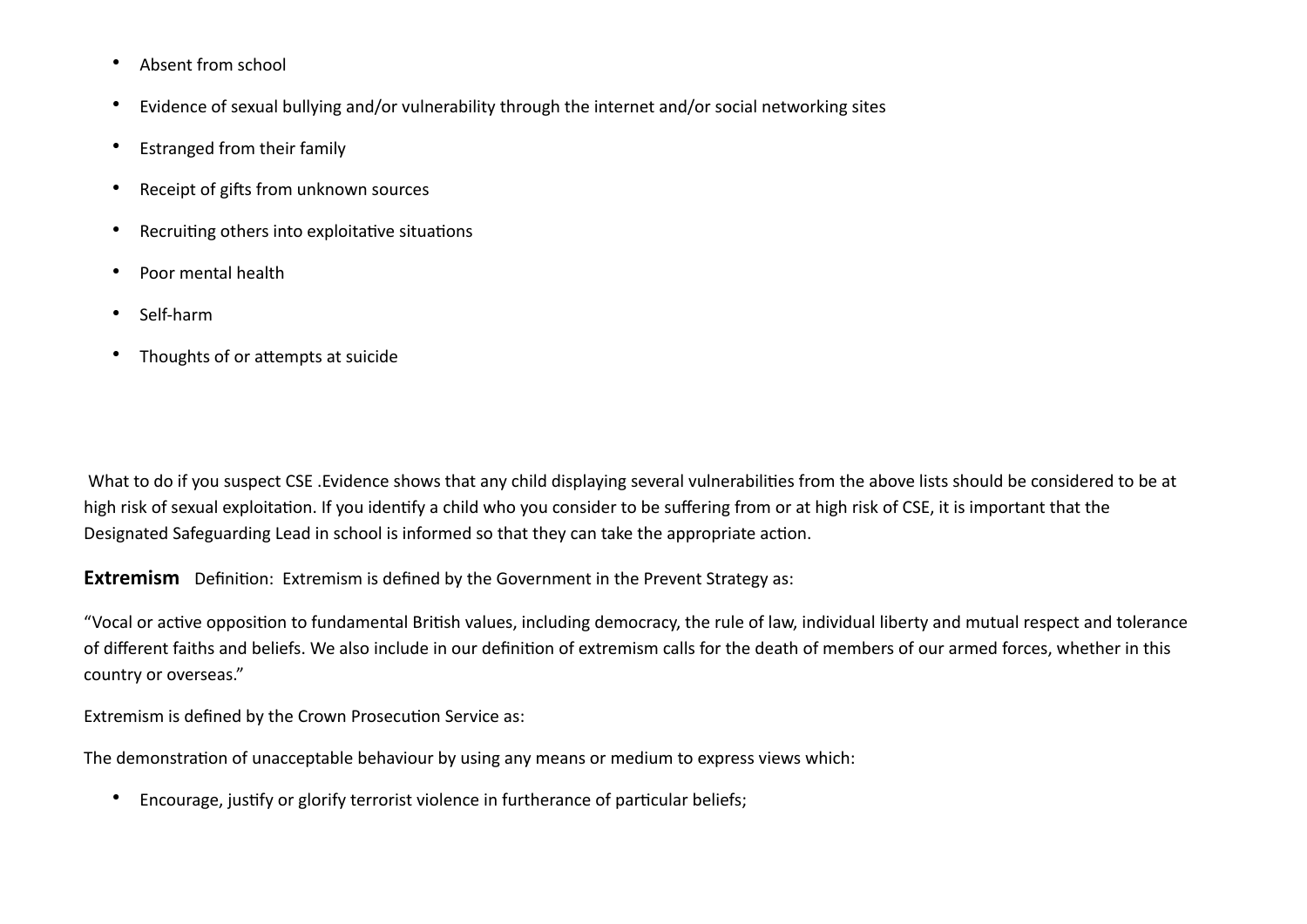- Absent from school
- Evidence of sexual bullying and/or vulnerability through the internet and/or social networking sites
- Estranged from their family
- Receipt of gifts from unknown sources
- Recruiting others into exploitative situations
- Poor mental health
- Self-harm
- Thoughts of or attempts at suicide

What to do if you suspect CSE .Evidence shows that any child displaying several vulnerabilities from the above lists should be considered to be at high risk of sexual exploitation. If you identify a child who you consider to be suffering from or at high risk of CSE, it is important that the Designated Safeguarding Lead in school is informed so that they can take the appropriate action.

**Extremism** Definition: Extremism is defined by the Government in the Prevent Strategy as:

"Vocal or active opposition to fundamental British values, including democracy, the rule of law, individual liberty and mutual respect and tolerance of different faiths and beliefs. We also include in our definition of extremism calls for the death of members of our armed forces, whether in this country or overseas."

Extremism is defined by the Crown Prosecution Service as:

The demonstration of unacceptable behaviour by using any means or medium to express views which:

- Encourage, justify or glorify terrorist violence in furtherance of particular beliefs;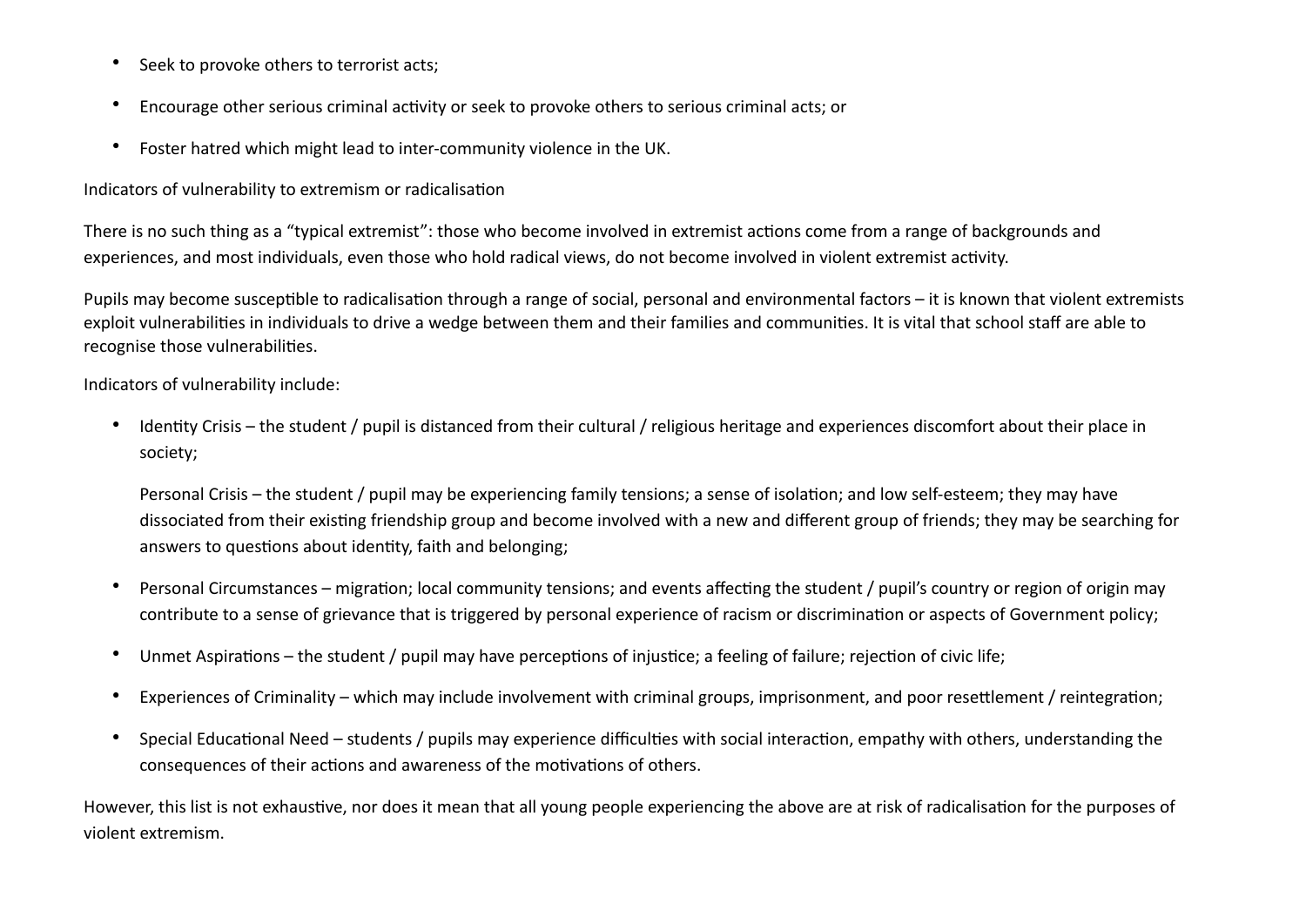- Seek to provoke others to terrorist acts;
- Encourage other serious criminal activity or seek to provoke others to serious criminal acts; or
- Foster hatred which might lead to inter-community violence in the UK.

Indicators of vulnerability to extremism or radicalisation

There is no such thing as a "typical extremist": those who become involved in extremist actions come from a range of backgrounds and experiences, and most individuals, even those who hold radical views, do not become involved in violent extremist activity.

Pupils may become susceptible to radicalisation through a range of social, personal and environmental factors – it is known that violent extremists exploit vulnerabilities in individuals to drive a wedge between them and their families and communities. It is vital that school staff are able to recognise those vulnerabilities.

Indicators of vulnerability include:

- Identity Crisis – the student / pupil is distanced from their cultural / religious heritage and experiences discomfort about their place in society;

  Personal Crisis – the student / pupil may be experiencing family tensions; a sense of isolation; and low self-esteem; they may have dissociated from their existing friendship group and become involved with a new and different group of friends; they may be searching for answers to questions about identity, faith and belonging;

- Personal Circumstances – migration; local community tensions; and events affecting the student / pupil's country or region of origin may contribute to a sense of grievance that is triggered by personal experience of racism or discrimination or aspects of Government policy;
- Unmet Aspirations – the student / pupil may have perceptions of injustice; a feeling of failure; rejection of civic life;
- Experiences of Criminality – which may include involvement with criminal groups, imprisonment, and poor resettlement / reintegration;
- Special Educational Need – students / pupils may experience difficulties with social interaction, empathy with others, understanding the consequences of their actions and awareness of the motivations of others.

However, this list is not exhaustive, nor does it mean that all young people experiencing the above are at risk of radicalisation for the purposes of violent extremism.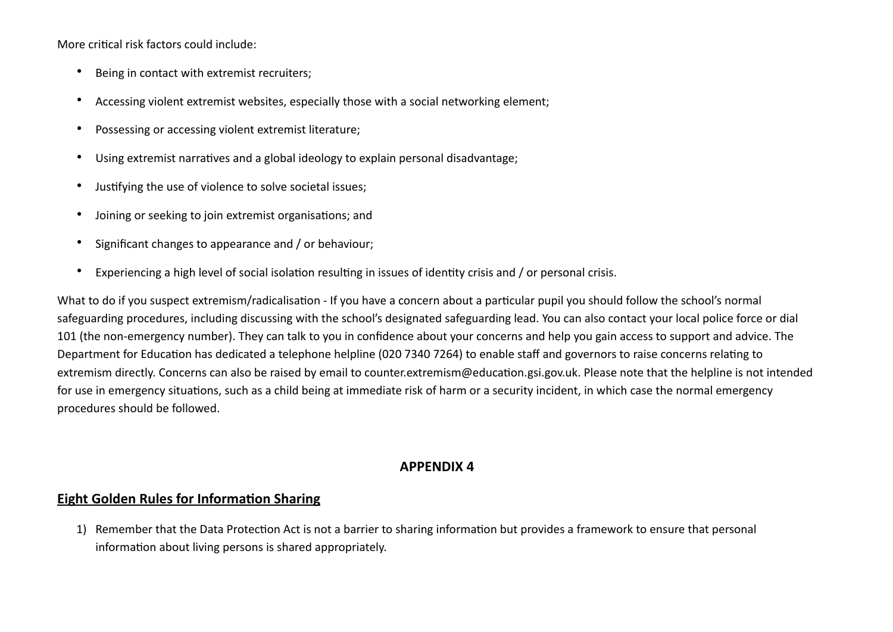More critical risk factors could include:

- Being in contact with extremist recruiters;
- Accessing violent extremist websites, especially those with a social networking element;
- Possessing or accessing violent extremist literature;
- Using extremist narratives and a global ideology to explain personal disadvantage;
- Justifying the use of violence to solve societal issues;
- Joining or seeking to join extremist organisations; and
- Significant changes to appearance and / or behaviour;
- Experiencing a high level of social isolation resulting in issues of identity crisis and / or personal crisis.

What to do if you suspect extremism/radicalisation - If you have a concern about a particular pupil you should follow the school's normal safeguarding procedures, including discussing with the school's designated safeguarding lead. You can also contact your local police force or dial 101 (the non-emergency number). They can talk to you in confidence about your concerns and help you gain access to support and advice. The Department for Education has dedicated a telephone helpline (020 7340 7264) to enable staff and governors to raise concerns relating to extremism directly. Concerns can also be raised by email to counter.extremism@education.gsi.gov.uk. Please note that the helpline is not intended for use in emergency situations, such as a child being at immediate risk of harm or a security incident, in which case the normal emergency procedures should be followed.

## APPENDIX 4

**Eight Golden Rules for Information Sharing**

1) Remember that the Data Protection Act is not a barrier to sharing information but provides a framework to ensure that personal information about living persons is shared appropriately.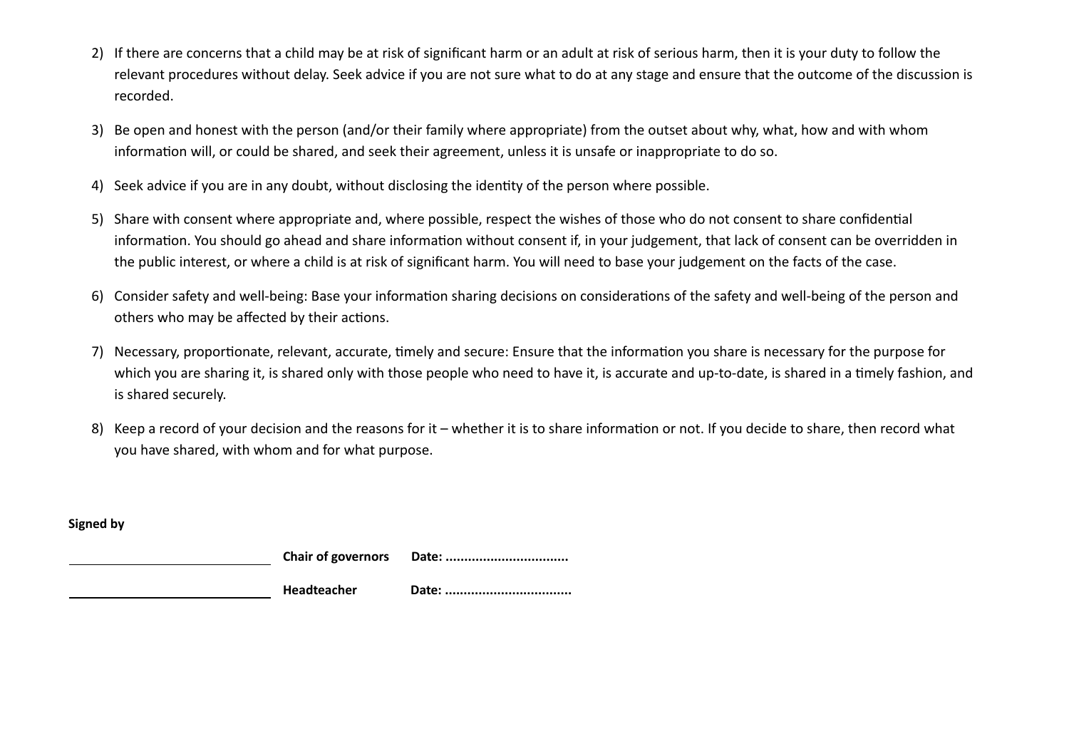2) If there are concerns that a child may be at risk of significant harm or an adult at risk of serious harm, then it is your duty to follow the relevant procedures without delay. Seek advice if you are not sure what to do at any stage and ensure that the outcome of the discussion is recorded.

3) Be open and honest with the person (and/or their family where appropriate) from the outset about why, what, how and with whom information will, or could be shared, and seek their agreement, unless it is unsafe or inappropriate to do so.

4) Seek advice if you are in any doubt, without disclosing the identity of the person where possible.

5) Share with consent where appropriate and, where possible, respect the wishes of those who do not consent to share confidential information. You should go ahead and share information without consent if, in your judgement, that lack of consent can be overridden in the public interest, or where a child is at risk of significant harm. You will need to base your judgement on the facts of the case.

6) Consider safety and well-being: Base your information sharing decisions on considerations of the safety and well-being of the person and others who may be affected by their actions.

7) Necessary, proportionate, relevant, accurate, timely and secure: Ensure that the information you share is necessary for the purpose for which you are sharing it, is shared only with those people who need to have it, is accurate and up-to-date, is shared in a timely fashion, and is shared securely.

8) Keep a record of your decision and the reasons for it – whether it is to share information or not. If you decide to share, then record what you have shared, with whom and for what purpose.

**Signed by**

\_\_\_\_\_\_\_\_\_\_\_\_\_\_\_\_\_\_\_\_\_\_\_\_\_\_\_\_ **Chair of governors** **Date: ................................**

\_\_\_\_\_\_\_\_\_\_\_\_\_\_\_\_\_\_\_\_\_\_\_\_\_\_\_\_ **Headteacher** **Date: .................................**